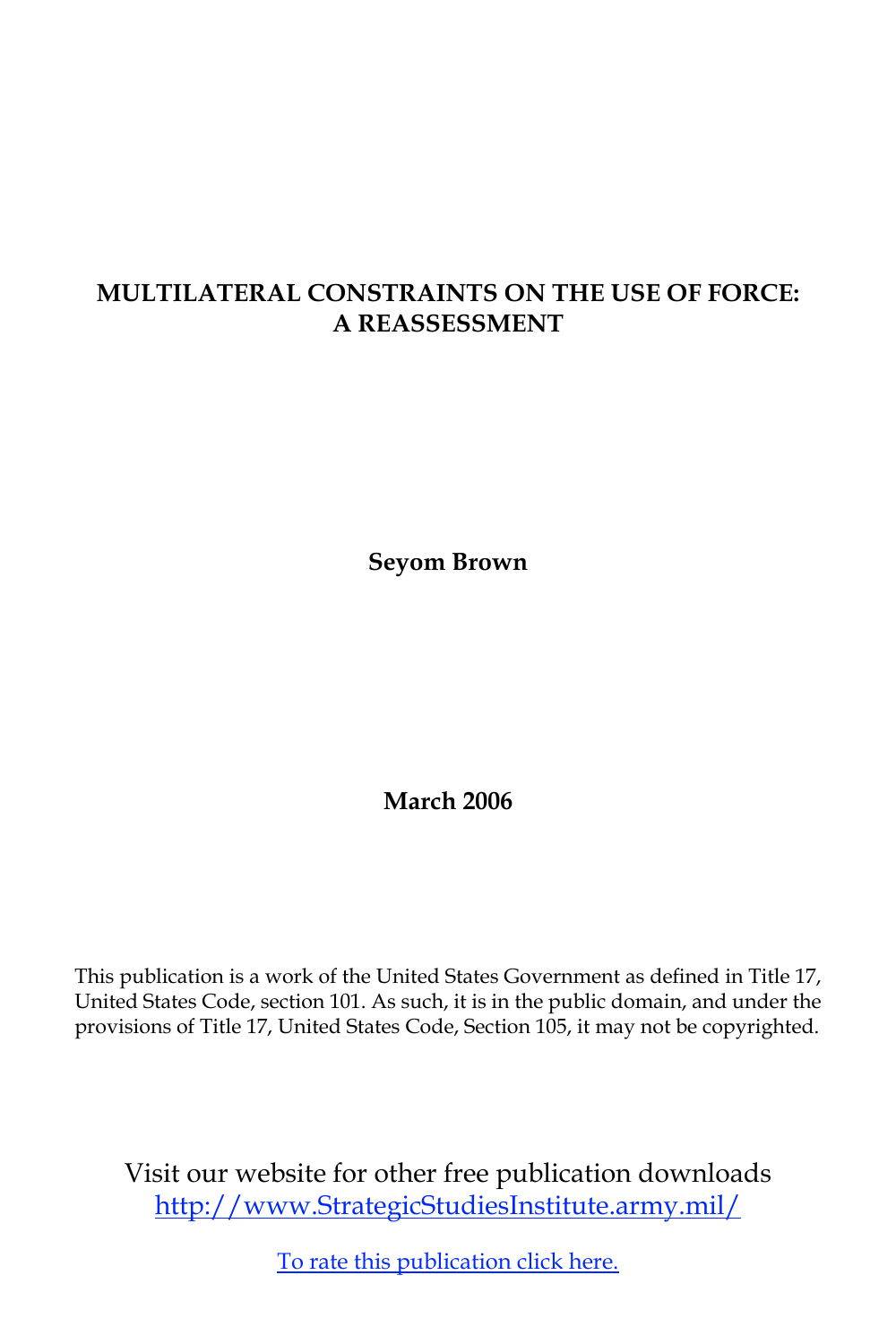# MULTILATERAL CONSTRAINTS ON THE USE OF FORCE: A REASSESSMENT

**Seyom Brown**

**March 2006**

This publication is a work of the United States Government as defined in Title 17, United States Code, section 101. As such, it is in the public domain, and under the provisions of Title 17, United States Code, Section 105, it may not be copyrighted.

Visit our website for other free publication downloads
http://www.StrategicStudiesInstitute.army.mil/

To rate this publication click here.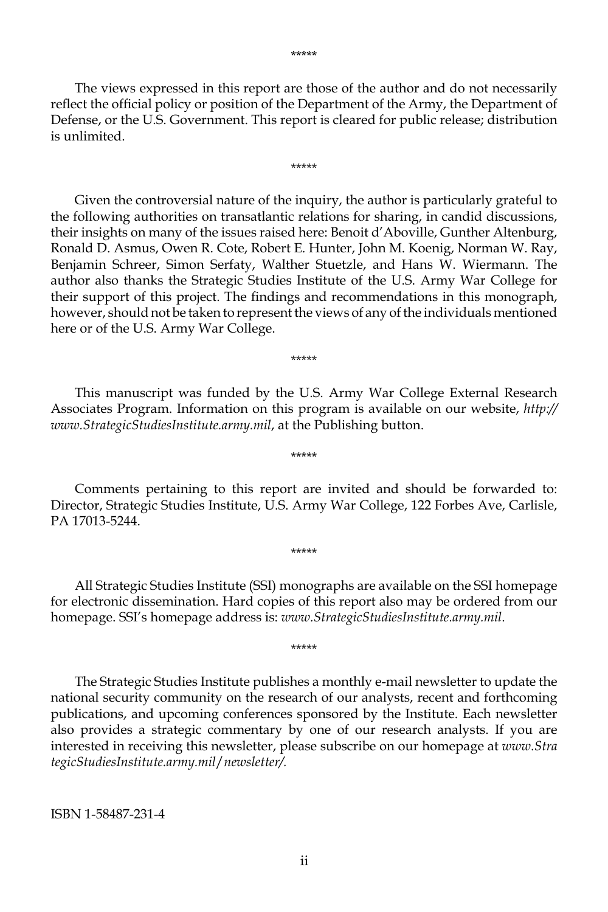*****

The views expressed in this report are those of the author and do not necessarily reflect the official policy or position of the Department of the Army, the Department of Defense, or the U.S. Government. This report is cleared for public release; distribution is unlimited.

*****

Given the controversial nature of the inquiry, the author is particularly grateful to the following authorities on transatlantic relations for sharing, in candid discussions, their insights on many of the issues raised here: Benoit d'Aboville, Gunther Altenburg, Ronald D. Asmus, Owen R. Cote, Robert E. Hunter, John M. Koenig, Norman W. Ray, Benjamin Schreer, Simon Serfaty, Walther Stuetzle, and Hans W. Wiermann. The author also thanks the Strategic Studies Institute of the U.S. Army War College for their support of this project. The findings and recommendations in this monograph, however, should not be taken to represent the views of any of the individuals mentioned here or of the U.S. Army War College.

*****

This manuscript was funded by the U.S. Army War College External Research Associates Program. Information on this program is available on our website, *http://www.StrategicStudiesInstitute.army.mil*, at the Publishing button.

*****

Comments pertaining to this report are invited and should be forwarded to: Director, Strategic Studies Institute, U.S. Army War College, 122 Forbes Ave, Carlisle, PA 17013-5244.

*****

All Strategic Studies Institute (SSI) monographs are available on the SSI homepage for electronic dissemination. Hard copies of this report also may be ordered from our homepage. SSI's homepage address is: *www.StrategicStudiesInstitute.army.mil*.

*****

The Strategic Studies Institute publishes a monthly e-mail newsletter to update the national security community on the research of our analysts, recent and forthcoming publications, and upcoming conferences sponsored by the Institute. Each newsletter also provides a strategic commentary by one of our research analysts. If you are interested in receiving this newsletter, please subscribe on our homepage at *www.StrategicStudiesInstitute.army.mil/newsletter/.*

ISBN 1-58487-231-4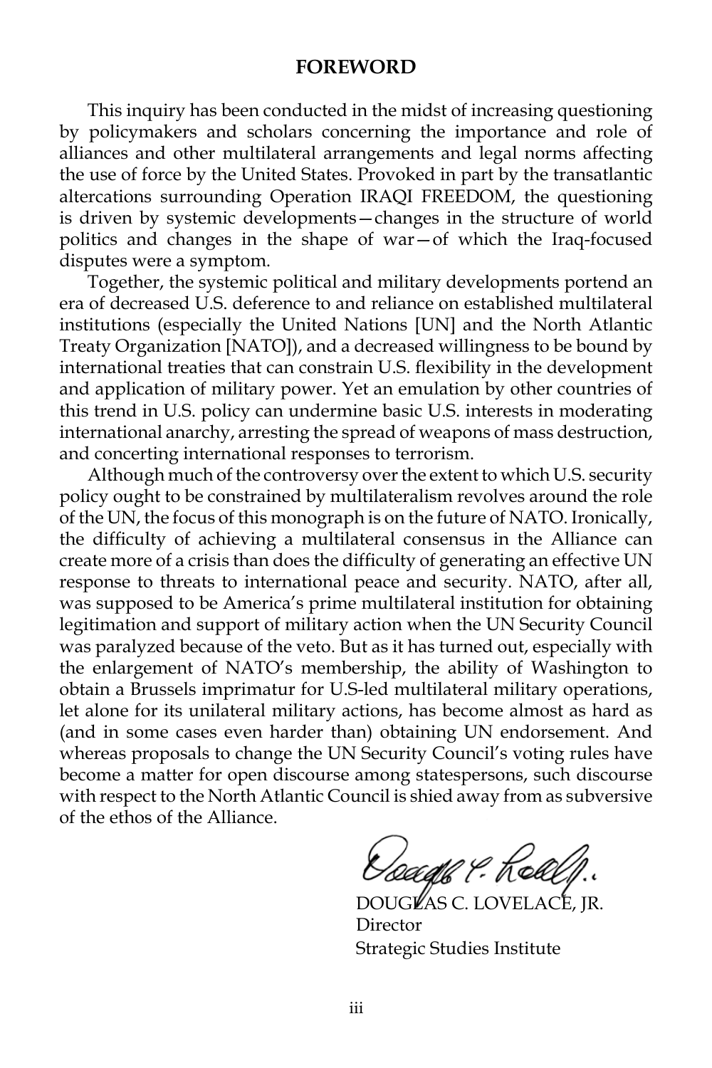## FOREWORD

This inquiry has been conducted in the midst of increasing questioning by policymakers and scholars concerning the importance and role of alliances and other multilateral arrangements and legal norms affecting the use of force by the United States. Provoked in part by the transatlantic altercations surrounding Operation IRAQI FREEDOM, the questioning is driven by systemic developments—changes in the structure of world politics and changes in the shape of war—of which the Iraq-focused disputes were a symptom.

Together, the systemic political and military developments portend an era of decreased U.S. deference to and reliance on established multilateral institutions (especially the United Nations [UN] and the North Atlantic Treaty Organization [NATO]), and a decreased willingness to be bound by international treaties that can constrain U.S. flexibility in the development and application of military power. Yet an emulation by other countries of this trend in U.S. policy can undermine basic U.S. interests in moderating international anarchy, arresting the spread of weapons of mass destruction, and concerting international responses to terrorism.

Although much of the controversy over the extent to which U.S. security policy ought to be constrained by multilateralism revolves around the role of the UN, the focus of this monograph is on the future of NATO. Ironically, the difficulty of achieving a multilateral consensus in the Alliance can create more of a crisis than does the difficulty of generating an effective UN response to threats to international peace and security. NATO, after all, was supposed to be America's prime multilateral institution for obtaining legitimation and support of military action when the UN Security Council was paralyzed because of the veto. But as it has turned out, especially with the enlargement of NATO's membership, the ability of Washington to obtain a Brussels imprimatur for U.S-led multilateral military operations, let alone for its unilateral military actions, has become almost as hard as (and in some cases even harder than) obtaining UN endorsement. And whereas proposals to change the UN Security Council's voting rules have become a matter for open discourse among statespersons, such discourse with respect to the North Atlantic Council is shied away from as subversive of the ethos of the Alliance.

DOUGLAS C. LOVELACE, JR.
Director
Strategic Studies Institute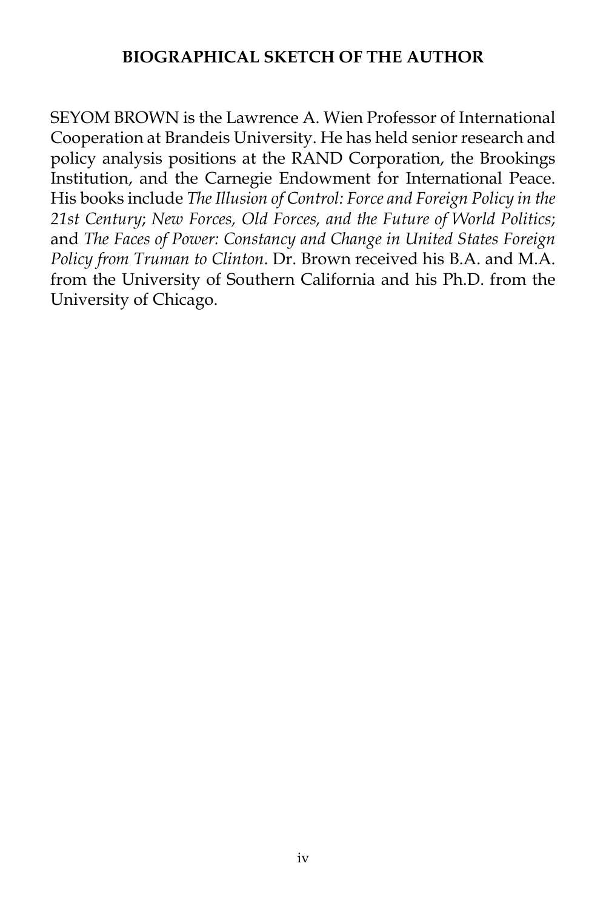## BIOGRAPHICAL SKETCH OF THE AUTHOR

SEYOM BROWN is the Lawrence A. Wien Professor of International Cooperation at Brandeis University. He has held senior research and policy analysis positions at the RAND Corporation, the Brookings Institution, and the Carnegie Endowment for International Peace. His books include *The Illusion of Control: Force and Foreign Policy in the 21st Century*; *New Forces, Old Forces, and the Future of World Politics*; and *The Faces of Power: Constancy and Change in United States Foreign Policy from Truman to Clinton*. Dr. Brown received his B.A. and M.A. from the University of Southern California and his Ph.D. from the University of Chicago.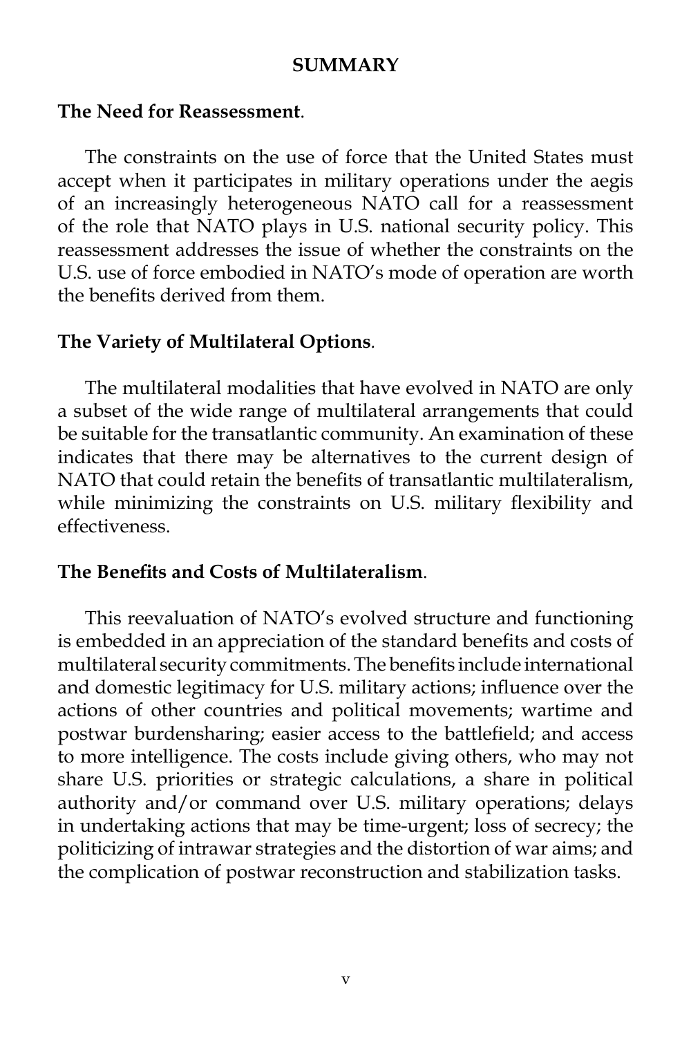## SUMMARY

**The Need for Reassessment**.

The constraints on the use of force that the United States must accept when it participates in military operations under the aegis of an increasingly heterogeneous NATO call for a reassessment of the role that NATO plays in U.S. national security policy. This reassessment addresses the issue of whether the constraints on the U.S. use of force embodied in NATO's mode of operation are worth the benefits derived from them.

**The Variety of Multilateral Options**.

The multilateral modalities that have evolved in NATO are only a subset of the wide range of multilateral arrangements that could be suitable for the transatlantic community. An examination of these indicates that there may be alternatives to the current design of NATO that could retain the benefits of transatlantic multilateralism, while minimizing the constraints on U.S. military flexibility and effectiveness.

**The Benefits and Costs of Multilateralism**.

This reevaluation of NATO's evolved structure and functioning is embedded in an appreciation of the standard benefits and costs of multilateral security commitments. The benefits include international and domestic legitimacy for U.S. military actions; influence over the actions of other countries and political movements; wartime and postwar burdensharing; easier access to the battlefield; and access to more intelligence. The costs include giving others, who may not share U.S. priorities or strategic calculations, a share in political authority and/or command over U.S. military operations; delays in undertaking actions that may be time-urgent; loss of secrecy; the politicizing of intrawar strategies and the distortion of war aims; and the complication of postwar reconstruction and stabilization tasks.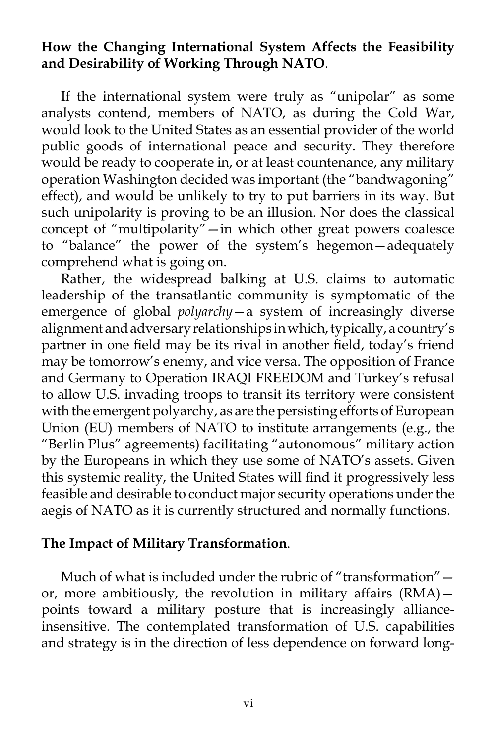**How the Changing International System Affects the Feasibility and Desirability of Working Through NATO**.

If the international system were truly as "unipolar" as some analysts contend, members of NATO, as during the Cold War, would look to the United States as an essential provider of the world public goods of international peace and security. They therefore would be ready to cooperate in, or at least countenance, any military operation Washington decided was important (the "bandwagoning" effect), and would be unlikely to try to put barriers in its way. But such unipolarity is proving to be an illusion. Nor does the classical concept of "multipolarity"—in which other great powers coalesce to "balance" the power of the system's hegemon—adequately comprehend what is going on.

Rather, the widespread balking at U.S. claims to automatic leadership of the transatlantic community is symptomatic of the emergence of global *polyarchy*—a system of increasingly diverse alignment and adversary relationships in which, typically, a country's partner in one field may be its rival in another field, today's friend may be tomorrow's enemy, and vice versa. The opposition of France and Germany to Operation IRAQI FREEDOM and Turkey's refusal to allow U.S. invading troops to transit its territory were consistent with the emergent polyarchy, as are the persisting efforts of European Union (EU) members of NATO to institute arrangements (e.g., the "Berlin Plus" agreements) facilitating "autonomous" military action by the Europeans in which they use some of NATO's assets. Given this systemic reality, the United States will find it progressively less feasible and desirable to conduct major security operations under the aegis of NATO as it is currently structured and normally functions.

**The Impact of Military Transformation**.

Much of what is included under the rubric of "transformation"—or, more ambitiously, the revolution in military affairs (RMA)—points toward a military posture that is increasingly alliance-insensitive. The contemplated transformation of U.S. capabilities and strategy is in the direction of less dependence on forward long-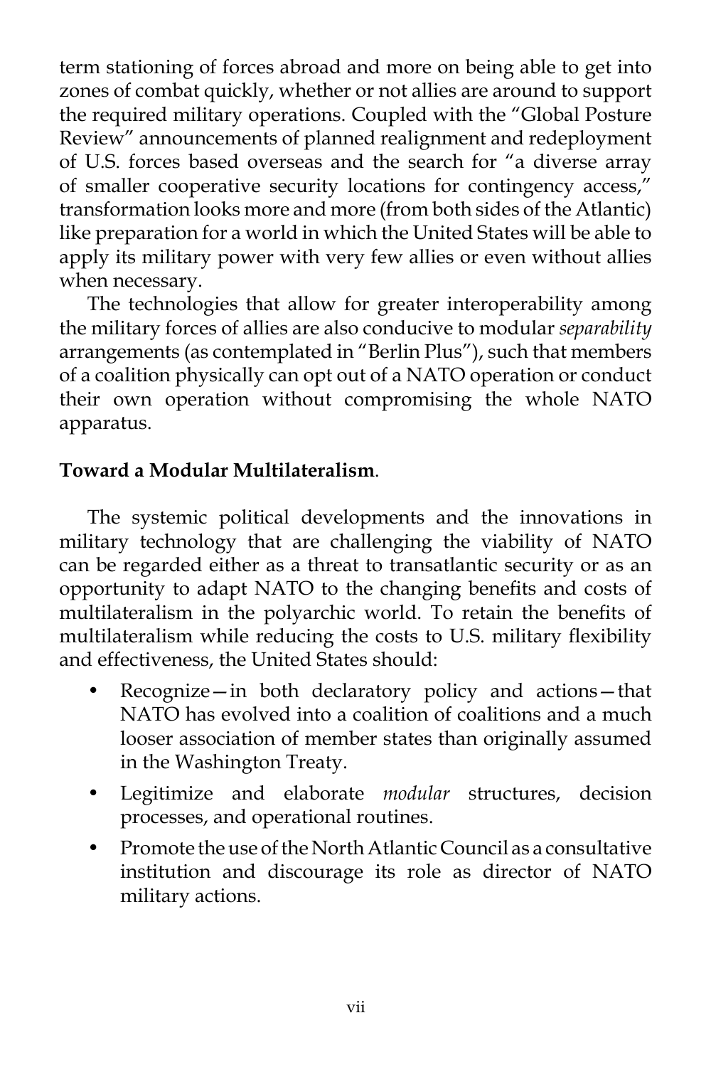term stationing of forces abroad and more on being able to get into zones of combat quickly, whether or not allies are around to support the required military operations. Coupled with the "Global Posture Review" announcements of planned realignment and redeployment of U.S. forces based overseas and the search for "a diverse array of smaller cooperative security locations for contingency access," transformation looks more and more (from both sides of the Atlantic) like preparation for a world in which the United States will be able to apply its military power with very few allies or even without allies when necessary.

The technologies that allow for greater interoperability among the military forces of allies are also conducive to modular *separability* arrangements (as contemplated in "Berlin Plus"), such that members of a coalition physically can opt out of a NATO operation or conduct their own operation without compromising the whole NATO apparatus.

**Toward a Modular Multilateralism**.

The systemic political developments and the innovations in military technology that are challenging the viability of NATO can be regarded either as a threat to transatlantic security or as an opportunity to adapt NATO to the changing benefits and costs of multilateralism in the polyarchic world. To retain the benefits of multilateralism while reducing the costs to U.S. military flexibility and effectiveness, the United States should:

- Recognize—in both declaratory policy and actions—that NATO has evolved into a coalition of coalitions and a much looser association of member states than originally assumed in the Washington Treaty.
- Legitimize and elaborate *modular* structures, decision processes, and operational routines.
- Promote the use of the North Atlantic Council as a consultative institution and discourage its role as director of NATO military actions.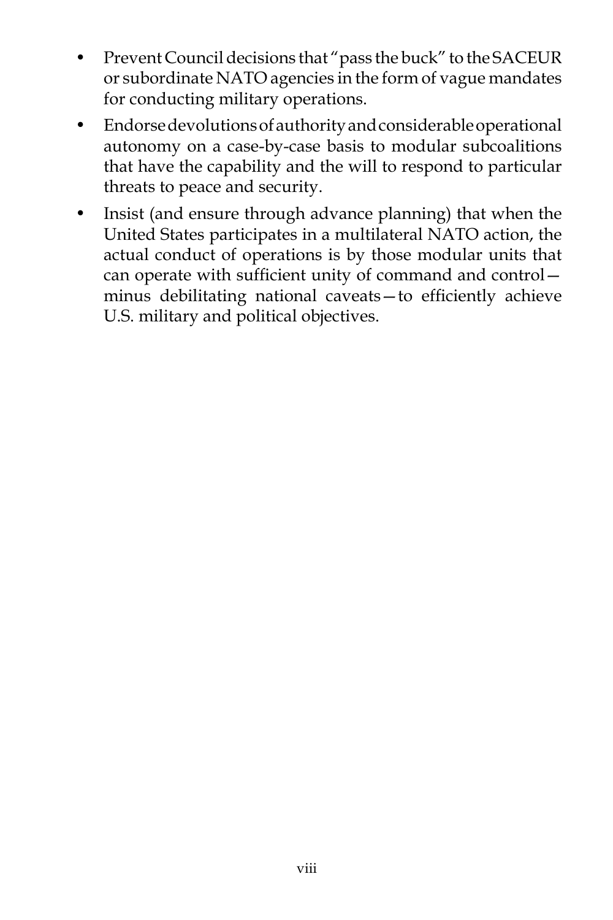- Prevent Council decisions that "pass the buck" to the SACEUR or subordinate NATO agencies in the form of vague mandates for conducting military operations.
- Endorse devolutions of authority and considerable operational autonomy on a case-by-case basis to modular subcoalitions that have the capability and the will to respond to particular threats to peace and security.
- Insist (and ensure through advance planning) that when the United States participates in a multilateral NATO action, the actual conduct of operations is by those modular units that can operate with sufficient unity of command and control—minus debilitating national caveats—to efficiently achieve U.S. military and political objectives.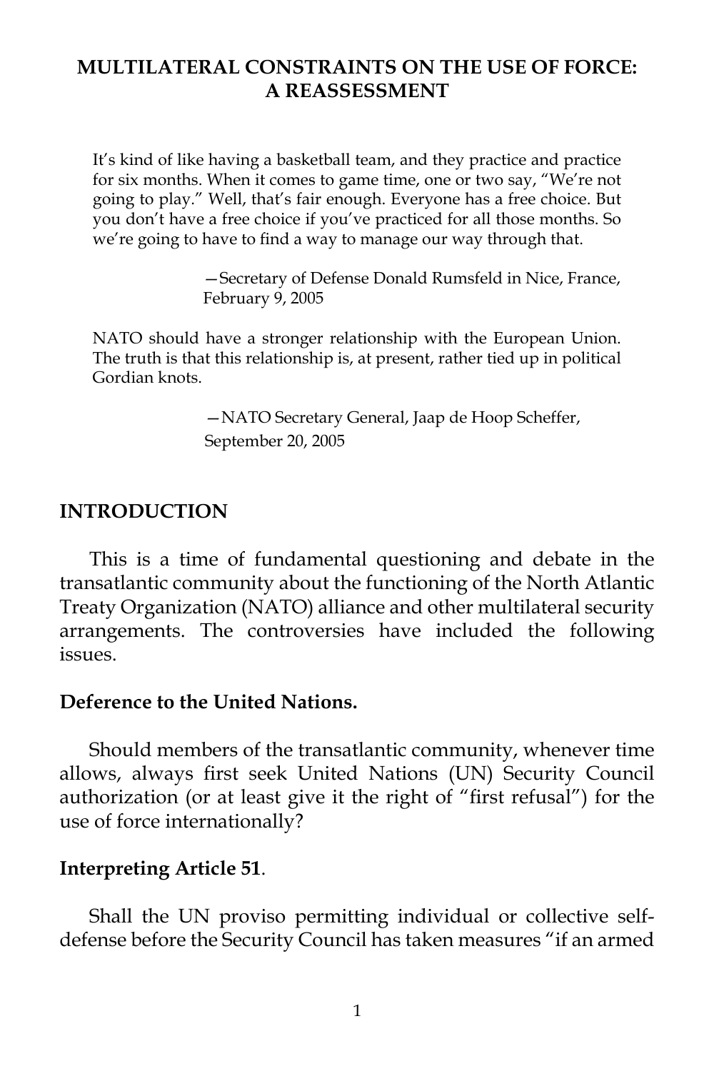# MULTILATERAL CONSTRAINTS ON THE USE OF FORCE: A REASSESSMENT

> It's kind of like having a basketball team, and they practice and practice for six months. When it comes to game time, one or two say, "We're not going to play." Well, that's fair enough. Everyone has a free choice. But you don't have a free choice if you've practiced for all those months. So we're going to have to find a way to manage our way through that.
>
> —Secretary of Defense Donald Rumsfeld in Nice, France, February 9, 2005

> NATO should have a stronger relationship with the European Union. The truth is that this relationship is, at present, rather tied up in political Gordian knots.
>
> —NATO Secretary General, Jaap de Hoop Scheffer, September 20, 2005

## INTRODUCTION

This is a time of fundamental questioning and debate in the transatlantic community about the functioning of the North Atlantic Treaty Organization (NATO) alliance and other multilateral security arrangements. The controversies have included the following issues.

### Deference to the United Nations.

Should members of the transatlantic community, whenever time allows, always first seek United Nations (UN) Security Council authorization (or at least give it the right of "first refusal") for the use of force internationally?

### Interpreting Article 51.

Shall the UN proviso permitting individual or collective self-defense before the Security Council has taken measures "if an armed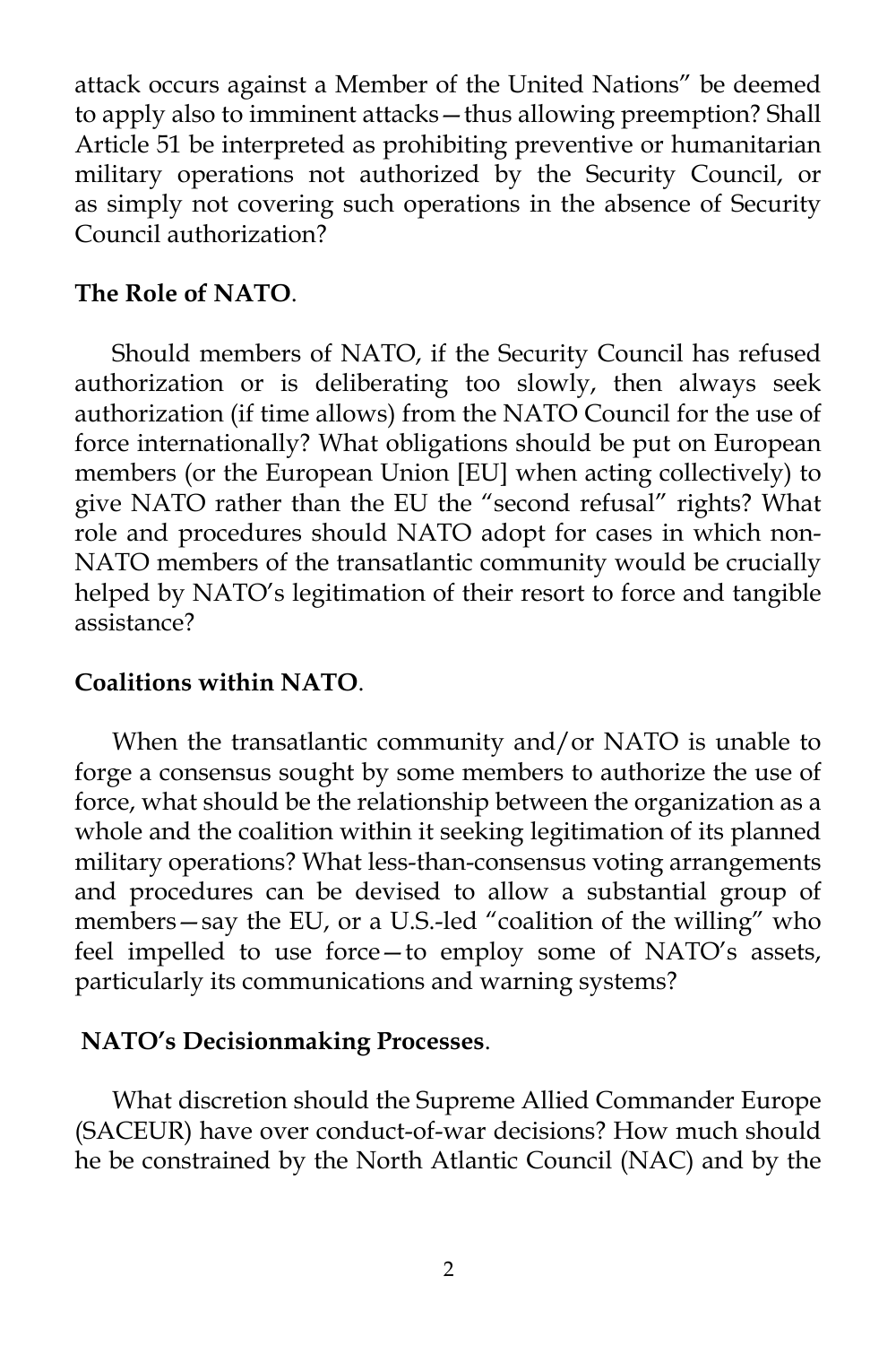attack occurs against a Member of the United Nations" be deemed to apply also to imminent attacks—thus allowing preemption? Shall Article 51 be interpreted as prohibiting preventive or humanitarian military operations not authorized by the Security Council, or as simply not covering such operations in the absence of Security Council authorization?

**The Role of NATO**.

Should members of NATO, if the Security Council has refused authorization or is deliberating too slowly, then always seek authorization (if time allows) from the NATO Council for the use of force internationally? What obligations should be put on European members (or the European Union [EU] when acting collectively) to give NATO rather than the EU the "second refusal" rights? What role and procedures should NATO adopt for cases in which non-NATO members of the transatlantic community would be crucially helped by NATO's legitimation of their resort to force and tangible assistance?

**Coalitions within NATO**.

When the transatlantic community and/or NATO is unable to forge a consensus sought by some members to authorize the use of force, what should be the relationship between the organization as a whole and the coalition within it seeking legitimation of its planned military operations? What less-than-consensus voting arrangements and procedures can be devised to allow a substantial group of members—say the EU, or a U.S.-led "coalition of the willing" who feel impelled to use force—to employ some of NATO's assets, particularly its communications and warning systems?

**NATO's Decisionmaking Processes**.

What discretion should the Supreme Allied Commander Europe (SACEUR) have over conduct-of-war decisions? How much should he be constrained by the North Atlantic Council (NAC) and by the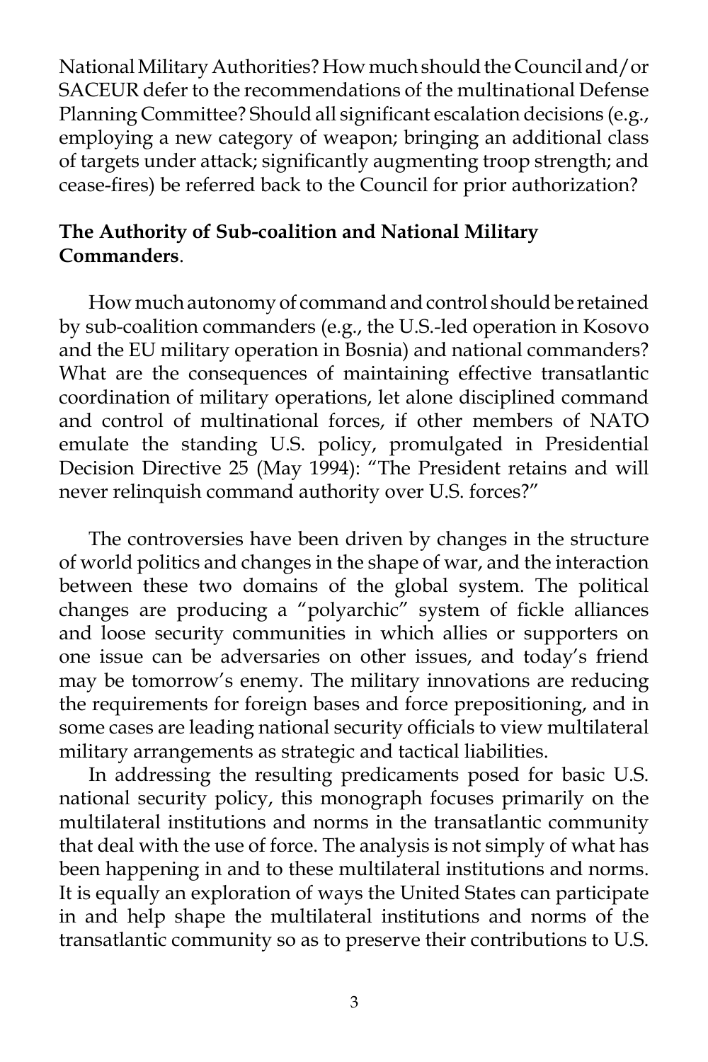National Military Authorities? How much should the Council and/or SACEUR defer to the recommendations of the multinational Defense Planning Committee? Should all significant escalation decisions (e.g., employing a new category of weapon; bringing an additional class of targets under attack; significantly augmenting troop strength; and cease-fires) be referred back to the Council for prior authorization?

**The Authority of Sub-coalition and National Military Commanders**.

How much autonomy of command and control should be retained by sub-coalition commanders (e.g., the U.S.-led operation in Kosovo and the EU military operation in Bosnia) and national commanders? What are the consequences of maintaining effective transatlantic coordination of military operations, let alone disciplined command and control of multinational forces, if other members of NATO emulate the standing U.S. policy, promulgated in Presidential Decision Directive 25 (May 1994): "The President retains and will never relinquish command authority over U.S. forces?"

The controversies have been driven by changes in the structure of world politics and changes in the shape of war, and the interaction between these two domains of the global system. The political changes are producing a "polyarchic" system of fickle alliances and loose security communities in which allies or supporters on one issue can be adversaries on other issues, and today's friend may be tomorrow's enemy. The military innovations are reducing the requirements for foreign bases and force prepositioning, and in some cases are leading national security officials to view multilateral military arrangements as strategic and tactical liabilities.

In addressing the resulting predicaments posed for basic U.S. national security policy, this monograph focuses primarily on the multilateral institutions and norms in the transatlantic community that deal with the use of force. The analysis is not simply of what has been happening in and to these multilateral institutions and norms. It is equally an exploration of ways the United States can participate in and help shape the multilateral institutions and norms of the transatlantic community so as to preserve their contributions to U.S.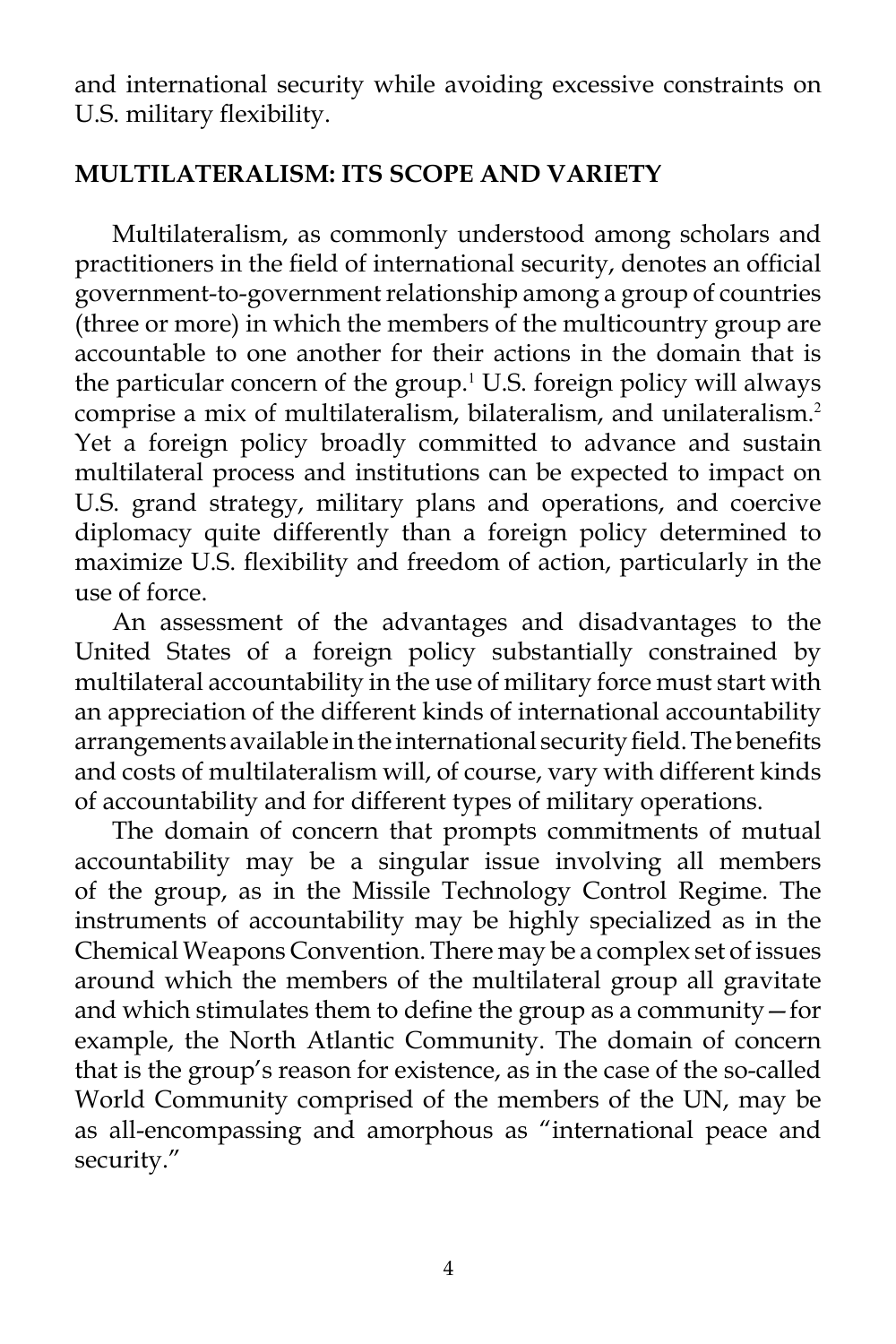and international security while avoiding excessive constraints on U.S. military flexibility.

## MULTILATERALISM: ITS SCOPE AND VARIETY

Multilateralism, as commonly understood among scholars and practitioners in the field of international security, denotes an official government-to-government relationship among a group of countries (three or more) in which the members of the multicountry group are accountable to one another for their actions in the domain that is the particular concern of the group.[1] U.S. foreign policy will always comprise a mix of multilateralism, bilateralism, and unilateralism.[2] Yet a foreign policy broadly committed to advance and sustain multilateral process and institutions can be expected to impact on U.S. grand strategy, military plans and operations, and coercive diplomacy quite differently than a foreign policy determined to maximize U.S. flexibility and freedom of action, particularly in the use of force.

An assessment of the advantages and disadvantages to the United States of a foreign policy substantially constrained by multilateral accountability in the use of military force must start with an appreciation of the different kinds of international accountability arrangements available in the international security field. The benefits and costs of multilateralism will, of course, vary with different kinds of accountability and for different types of military operations.

The domain of concern that prompts commitments of mutual accountability may be a singular issue involving all members of the group, as in the Missile Technology Control Regime. The instruments of accountability may be highly specialized as in the Chemical Weapons Convention. There may be a complex set of issues around which the members of the multilateral group all gravitate and which stimulates them to define the group as a community—for example, the North Atlantic Community. The domain of concern that is the group's reason for existence, as in the case of the so-called World Community comprised of the members of the UN, may be as all-encompassing and amorphous as "international peace and security."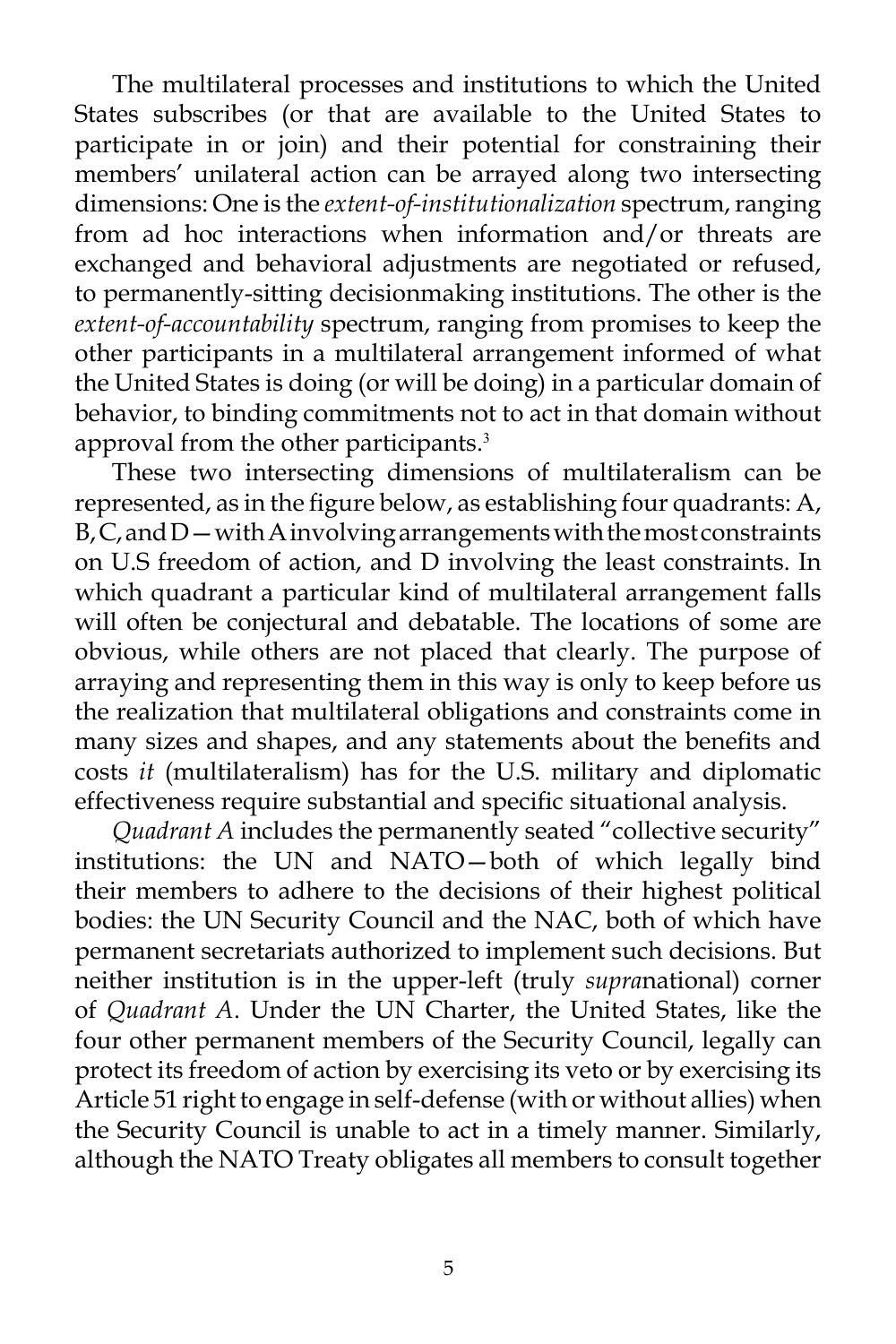The multilateral processes and institutions to which the United States subscribes (or that are available to the United States to participate in or join) and their potential for constraining their members' unilateral action can be arrayed along two intersecting dimensions: One is the *extent-of-institutionalization* spectrum, ranging from ad hoc interactions when information and/or threats are exchanged and behavioral adjustments are negotiated or refused, to permanently-sitting decisionmaking institutions. The other is the *extent-of-accountability* spectrum, ranging from promises to keep the other participants in a multilateral arrangement informed of what the United States is doing (or will be doing) in a particular domain of behavior, to binding commitments not to act in that domain without approval from the other participants.[3]

These two intersecting dimensions of multilateralism can be represented, as in the figure below, as establishing four quadrants: A, B, C, and D—with A involving arrangements with the most constraints on U.S freedom of action, and D involving the least constraints. In which quadrant a particular kind of multilateral arrangement falls will often be conjectural and debatable. The locations of some are obvious, while others are not placed that clearly. The purpose of arraying and representing them in this way is only to keep before us the realization that multilateral obligations and constraints come in many sizes and shapes, and any statements about the benefits and costs *it* (multilateralism) has for the U.S. military and diplomatic effectiveness require substantial and specific situational analysis.

*Quadrant A* includes the permanently seated "collective security" institutions: the UN and NATO—both of which legally bind their members to adhere to the decisions of their highest political bodies: the UN Security Council and the NAC, both of which have permanent secretariats authorized to implement such decisions. But neither institution is in the upper-left (truly *supra*national) corner of *Quadrant A*. Under the UN Charter, the United States, like the four other permanent members of the Security Council, legally can protect its freedom of action by exercising its veto or by exercising its Article 51 right to engage in self-defense (with or without allies) when the Security Council is unable to act in a timely manner. Similarly, although the NATO Treaty obligates all members to consult together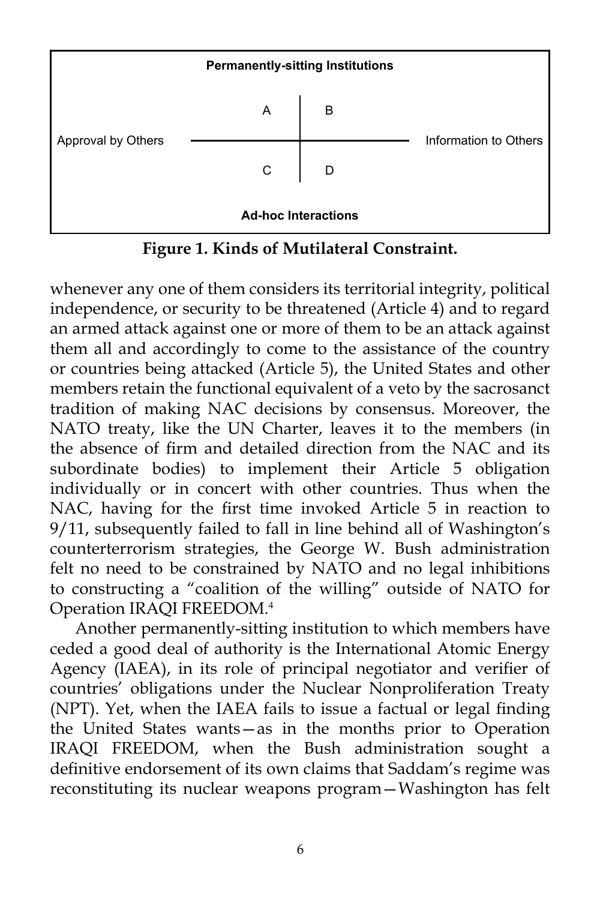| | Permanently-sitting Institutions | | |
|---|---|---|---|
| Approval by Others | A | B | Information to Others |
| | C | D | |
| | Ad-hoc Interactions | | |

**Figure 1. Kinds of Mutilateral Constraint.**

whenever any one of them considers its territorial integrity, political independence, or security to be threatened (Article 4) and to regard an armed attack against one or more of them to be an attack against them all and accordingly to come to the assistance of the country or countries being attacked (Article 5), the United States and other members retain the functional equivalent of a veto by the sacrosanct tradition of making NAC decisions by consensus. Moreover, the NATO treaty, like the UN Charter, leaves it to the members (in the absence of firm and detailed direction from the NAC and its subordinate bodies) to implement their Article 5 obligation individually or in concert with other countries. Thus when the NAC, having for the first time invoked Article 5 in reaction to 9/11, subsequently failed to fall in line behind all of Washington's counterterrorism strategies, the George W. Bush administration felt no need to be constrained by NATO and no legal inhibitions to constructing a "coalition of the willing" outside of NATO for Operation IRAQI FREEDOM.[4]

Another permanently-sitting institution to which members have ceded a good deal of authority is the International Atomic Energy Agency (IAEA), in its role of principal negotiator and verifier of countries' obligations under the Nuclear Nonproliferation Treaty (NPT). Yet, when the IAEA fails to issue a factual or legal finding the United States wants—as in the months prior to Operation IRAQI FREEDOM, when the Bush administration sought a definitive endorsement of its own claims that Saddam's regime was reconstituting its nuclear weapons program—Washington has felt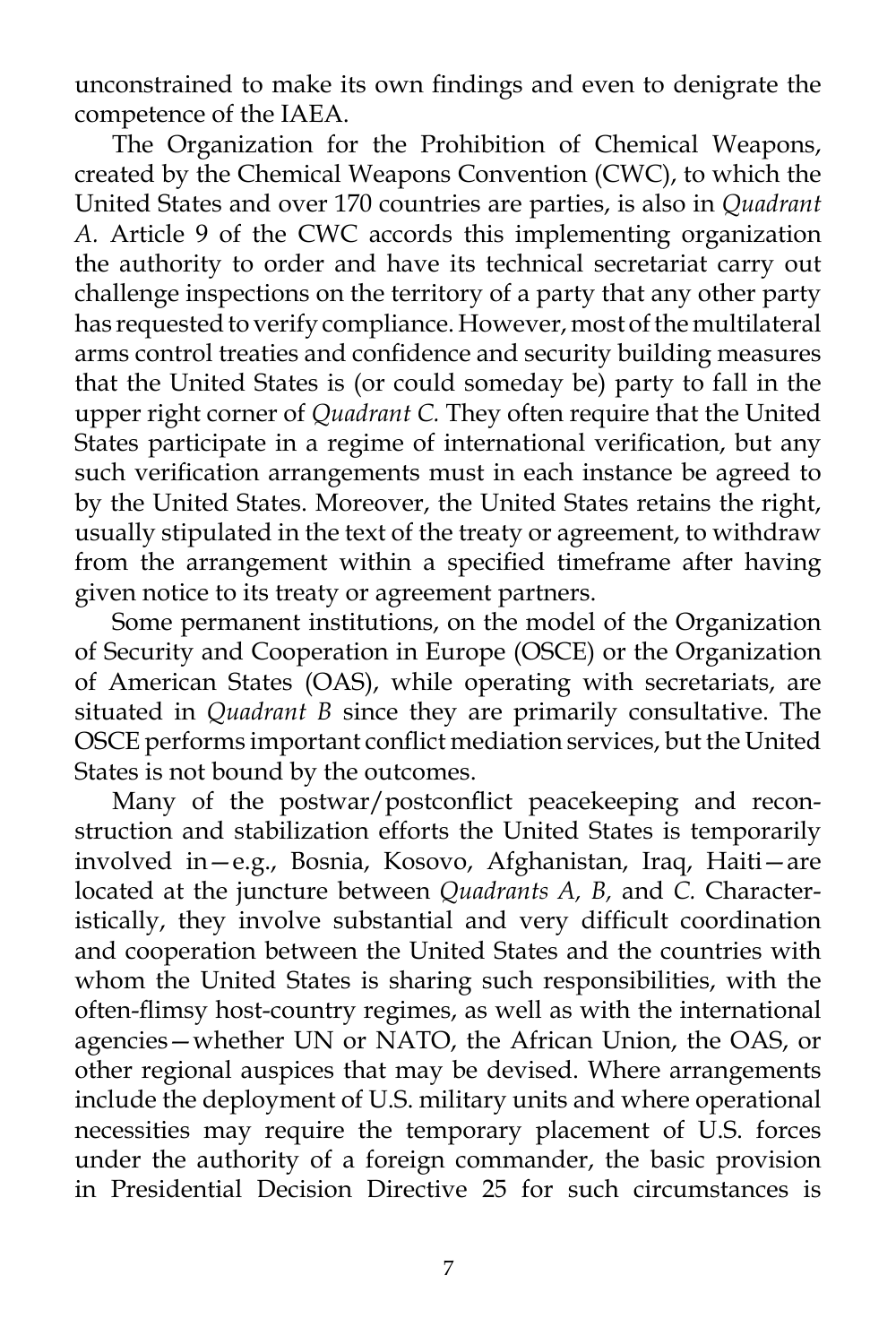unconstrained to make its own findings and even to denigrate the competence of the IAEA.

The Organization for the Prohibition of Chemical Weapons, created by the Chemical Weapons Convention (CWC), to which the United States and over 170 countries are parties, is also in *Quadrant A.* Article 9 of the CWC accords this implementing organization the authority to order and have its technical secretariat carry out challenge inspections on the territory of a party that any other party has requested to verify compliance. However, most of the multilateral arms control treaties and confidence and security building measures that the United States is (or could someday be) party to fall in the upper right corner of *Quadrant C.* They often require that the United States participate in a regime of international verification, but any such verification arrangements must in each instance be agreed to by the United States. Moreover, the United States retains the right, usually stipulated in the text of the treaty or agreement, to withdraw from the arrangement within a specified timeframe after having given notice to its treaty or agreement partners.

Some permanent institutions, on the model of the Organization of Security and Cooperation in Europe (OSCE) or the Organization of American States (OAS), while operating with secretariats, are situated in *Quadrant B* since they are primarily consultative. The OSCE performs important conflict mediation services, but the United States is not bound by the outcomes.

Many of the postwar/postconflict peacekeeping and reconstruction and stabilization efforts the United States is temporarily involved in—e.g., Bosnia, Kosovo, Afghanistan, Iraq, Haiti—are located at the juncture between *Quadrants A, B,* and *C.* Characteristically, they involve substantial and very difficult coordination and cooperation between the United States and the countries with whom the United States is sharing such responsibilities, with the often-flimsy host-country regimes, as well as with the international agencies—whether UN or NATO, the African Union, the OAS, or other regional auspices that may be devised. Where arrangements include the deployment of U.S. military units and where operational necessities may require the temporary placement of U.S. forces under the authority of a foreign commander, the basic provision in Presidential Decision Directive 25 for such circumstances is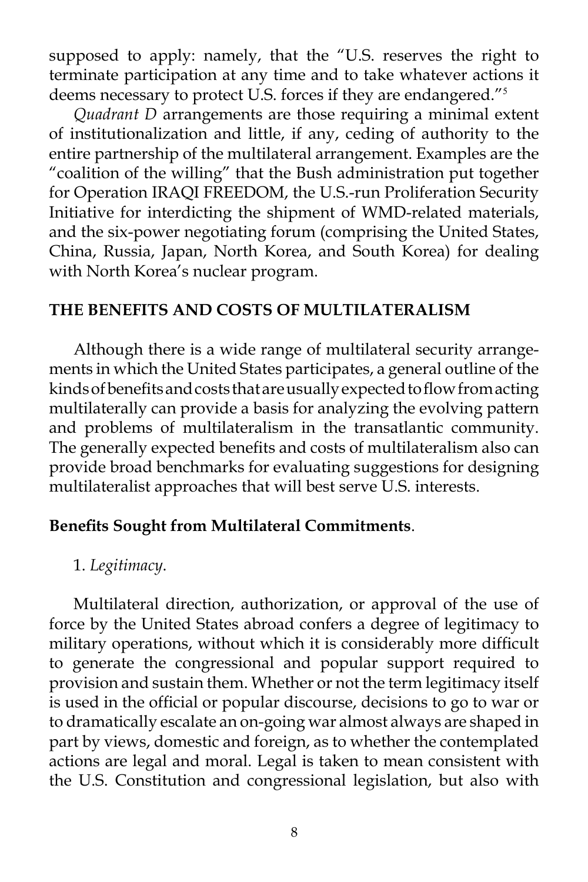supposed to apply: namely, that the "U.S. reserves the right to terminate participation at any time and to take whatever actions it deems necessary to protect U.S. forces if they are endangered."[5]

*Quadrant D* arrangements are those requiring a minimal extent of institutionalization and little, if any, ceding of authority to the entire partnership of the multilateral arrangement. Examples are the "coalition of the willing" that the Bush administration put together for Operation IRAQI FREEDOM, the U.S.-run Proliferation Security Initiative for interdicting the shipment of WMD-related materials, and the six-power negotiating forum (comprising the United States, China, Russia, Japan, North Korea, and South Korea) for dealing with North Korea's nuclear program.

## THE BENEFITS AND COSTS OF MULTILATERALISM

Although there is a wide range of multilateral security arrangements in which the United States participates, a general outline of the kinds of benefits and costs that are usually expected to flow from acting multilaterally can provide a basis for analyzing the evolving pattern and problems of multilateralism in the transatlantic community. The generally expected benefits and costs of multilateralism also can provide broad benchmarks for evaluating suggestions for designing multilateralist approaches that will best serve U.S. interests.

### Benefits Sought from Multilateral Commitments.

1. *Legitimacy*.

Multilateral direction, authorization, or approval of the use of force by the United States abroad confers a degree of legitimacy to military operations, without which it is considerably more difficult to generate the congressional and popular support required to provision and sustain them. Whether or not the term legitimacy itself is used in the official or popular discourse, decisions to go to war or to dramatically escalate an on-going war almost always are shaped in part by views, domestic and foreign, as to whether the contemplated actions are legal and moral. Legal is taken to mean consistent with the U.S. Constitution and congressional legislation, but also with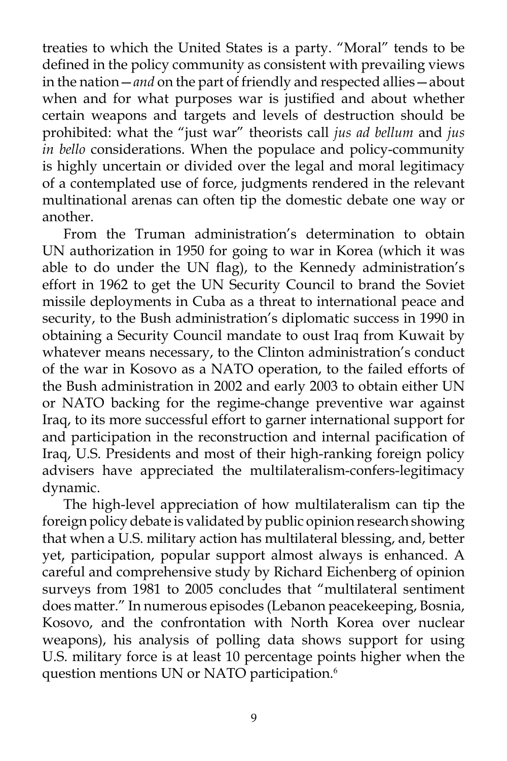treaties to which the United States is a party. "Moral" tends to be defined in the policy community as consistent with prevailing views in the nation—*and* on the part of friendly and respected allies—about when and for what purposes war is justified and about whether certain weapons and targets and levels of destruction should be prohibited: what the "just war" theorists call *jus ad bellum* and *jus in bello* considerations. When the populace and policy-community is highly uncertain or divided over the legal and moral legitimacy of a contemplated use of force, judgments rendered in the relevant multinational arenas can often tip the domestic debate one way or another.

From the Truman administration's determination to obtain UN authorization in 1950 for going to war in Korea (which it was able to do under the UN flag), to the Kennedy administration's effort in 1962 to get the UN Security Council to brand the Soviet missile deployments in Cuba as a threat to international peace and security, to the Bush administration's diplomatic success in 1990 in obtaining a Security Council mandate to oust Iraq from Kuwait by whatever means necessary, to the Clinton administration's conduct of the war in Kosovo as a NATO operation, to the failed efforts of the Bush administration in 2002 and early 2003 to obtain either UN or NATO backing for the regime-change preventive war against Iraq, to its more successful effort to garner international support for and participation in the reconstruction and internal pacification of Iraq, U.S. Presidents and most of their high-ranking foreign policy advisers have appreciated the multilateralism-confers-legitimacy dynamic.

The high-level appreciation of how multilateralism can tip the foreign policy debate is validated by public opinion research showing that when a U.S. military action has multilateral blessing, and, better yet, participation, popular support almost always is enhanced. A careful and comprehensive study by Richard Eichenberg of opinion surveys from 1981 to 2005 concludes that "multilateral sentiment does matter." In numerous episodes (Lebanon peacekeeping, Bosnia, Kosovo, and the confrontation with North Korea over nuclear weapons), his analysis of polling data shows support for using U.S. military force is at least 10 percentage points higher when the question mentions UN or NATO participation.[6]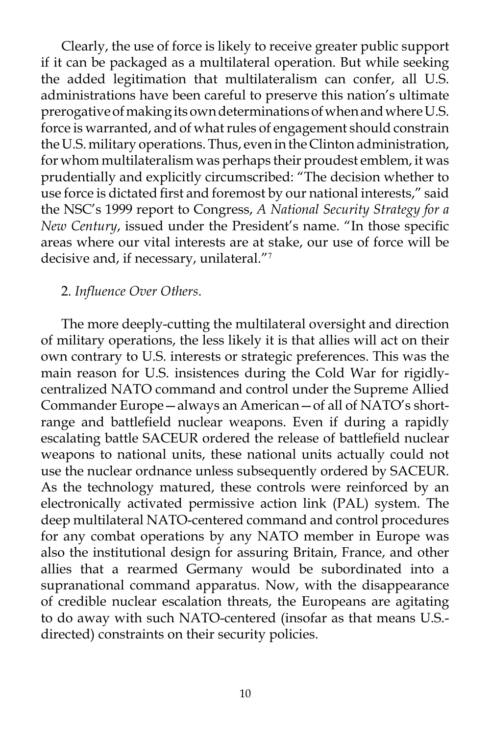Clearly, the use of force is likely to receive greater public support if it can be packaged as a multilateral operation. But while seeking the added legitimation that multilateralism can confer, all U.S. administrations have been careful to preserve this nation's ultimate prerogative of making its own determinations of when and where U.S. force is warranted, and of what rules of engagement should constrain the U.S. military operations. Thus, even in the Clinton administration, for whom multilateralism was perhaps their proudest emblem, it was prudentially and explicitly circumscribed: "The decision whether to use force is dictated first and foremost by our national interests," said the NSC's 1999 report to Congress, *A National Security Strategy for a New Century*, issued under the President's name. "In those specific areas where our vital interests are at stake, our use of force will be decisive and, if necessary, unilateral."[7]

2. *Influence Over Others*.

The more deeply-cutting the multilateral oversight and direction of military operations, the less likely it is that allies will act on their own contrary to U.S. interests or strategic preferences. This was the main reason for U.S. insistences during the Cold War for rigidly-centralized NATO command and control under the Supreme Allied Commander Europe—always an American—of all of NATO's short-range and battlefield nuclear weapons. Even if during a rapidly escalating battle SACEUR ordered the release of battlefield nuclear weapons to national units, these national units actually could not use the nuclear ordnance unless subsequently ordered by SACEUR. As the technology matured, these controls were reinforced by an electronically activated permissive action link (PAL) system. The deep multilateral NATO-centered command and control procedures for any combat operations by any NATO member in Europe was also the institutional design for assuring Britain, France, and other allies that a rearmed Germany would be subordinated into a supranational command apparatus. Now, with the disappearance of credible nuclear escalation threats, the Europeans are agitating to do away with such NATO-centered (insofar as that means U.S.-directed) constraints on their security policies.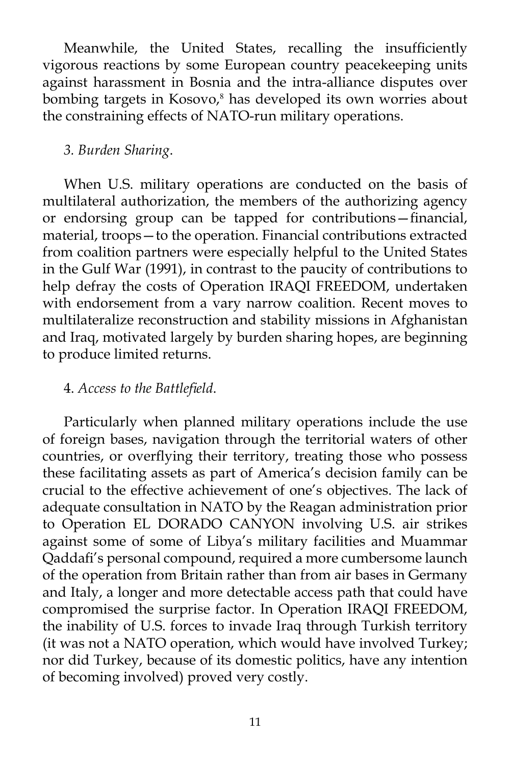Meanwhile, the United States, recalling the insufficiently vigorous reactions by some European country peacekeeping units against harassment in Bosnia and the intra-alliance disputes over bombing targets in Kosovo,[8] has developed its own worries about the constraining effects of NATO-run military operations.

*3. Burden Sharing*.

When U.S. military operations are conducted on the basis of multilateral authorization, the members of the authorizing agency or endorsing group can be tapped for contributions—financial, material, troops—to the operation. Financial contributions extracted from coalition partners were especially helpful to the United States in the Gulf War (1991), in contrast to the paucity of contributions to help defray the costs of Operation IRAQI FREEDOM, undertaken with endorsement from a vary narrow coalition. Recent moves to multilateralize reconstruction and stability missions in Afghanistan and Iraq, motivated largely by burden sharing hopes, are beginning to produce limited returns.

4. *Access to the Battlefield*.

Particularly when planned military operations include the use of foreign bases, navigation through the territorial waters of other countries, or overflying their territory, treating those who possess these facilitating assets as part of America's decision family can be crucial to the effective achievement of one's objectives. The lack of adequate consultation in NATO by the Reagan administration prior to Operation EL DORADO CANYON involving U.S. air strikes against some of some of Libya's military facilities and Muammar Qaddafi's personal compound, required a more cumbersome launch of the operation from Britain rather than from air bases in Germany and Italy, a longer and more detectable access path that could have compromised the surprise factor. In Operation IRAQI FREEDOM, the inability of U.S. forces to invade Iraq through Turkish territory (it was not a NATO operation, which would have involved Turkey; nor did Turkey, because of its domestic politics, have any intention of becoming involved) proved very costly.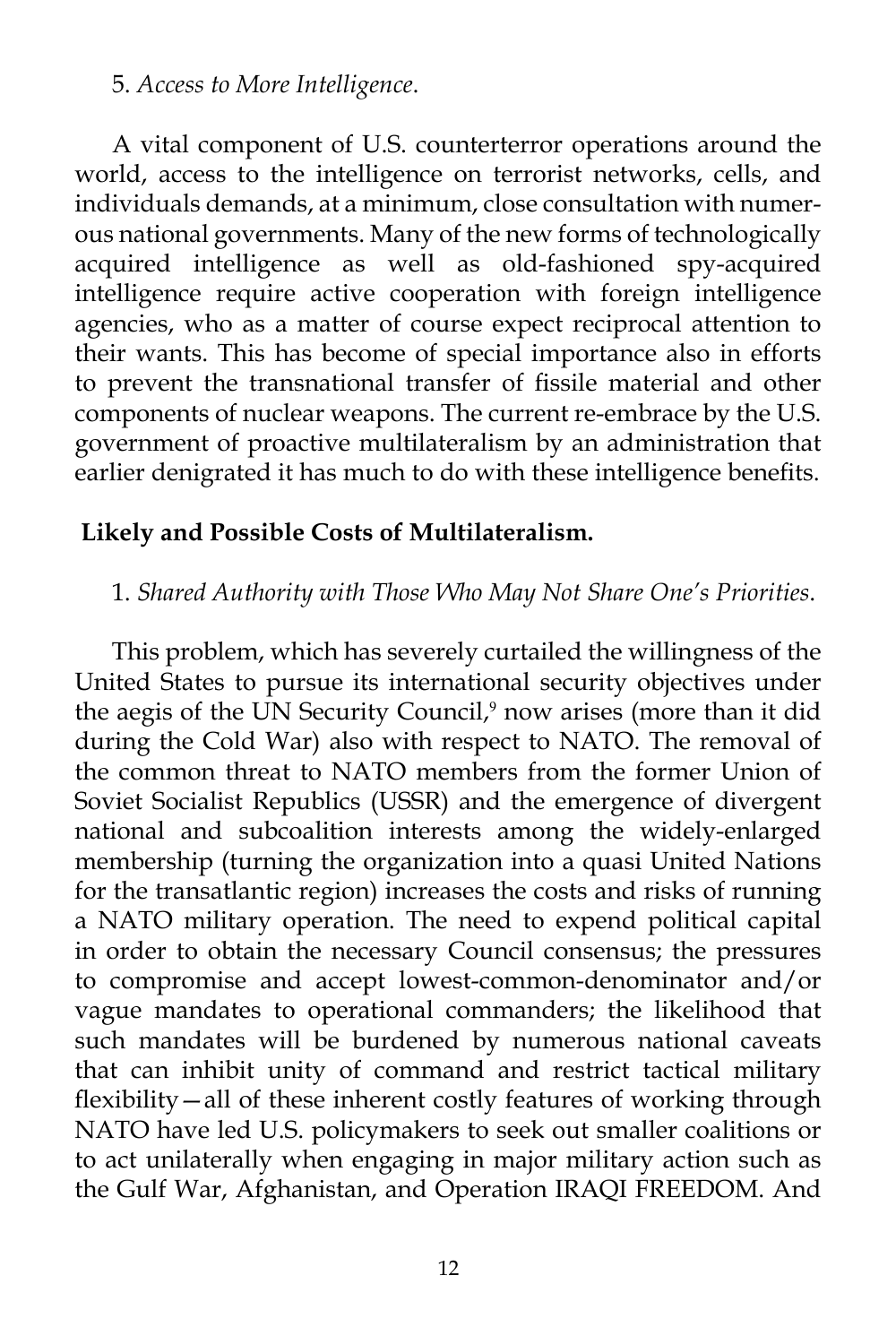5. *Access to More Intelligence*.

A vital component of U.S. counterterror operations around the world, access to the intelligence on terrorist networks, cells, and individuals demands, at a minimum, close consultation with numerous national governments. Many of the new forms of technologically acquired intelligence as well as old-fashioned spy-acquired intelligence require active cooperation with foreign intelligence agencies, who as a matter of course expect reciprocal attention to their wants. This has become of special importance also in efforts to prevent the transnational transfer of fissile material and other components of nuclear weapons. The current re-embrace by the U.S. government of proactive multilateralism by an administration that earlier denigrated it has much to do with these intelligence benefits.

**Likely and Possible Costs of Multilateralism.**

1. *Shared Authority with Those Who May Not Share One's Priorities*.

This problem, which has severely curtailed the willingness of the United States to pursue its international security objectives under the aegis of the UN Security Council,[9] now arises (more than it did during the Cold War) also with respect to NATO. The removal of the common threat to NATO members from the former Union of Soviet Socialist Republics (USSR) and the emergence of divergent national and subcoalition interests among the widely-enlarged membership (turning the organization into a quasi United Nations for the transatlantic region) increases the costs and risks of running a NATO military operation. The need to expend political capital in order to obtain the necessary Council consensus; the pressures to compromise and accept lowest-common-denominator and/or vague mandates to operational commanders; the likelihood that such mandates will be burdened by numerous national caveats that can inhibit unity of command and restrict tactical military flexibility—all of these inherent costly features of working through NATO have led U.S. policymakers to seek out smaller coalitions or to act unilaterally when engaging in major military action such as the Gulf War, Afghanistan, and Operation IRAQI FREEDOM. And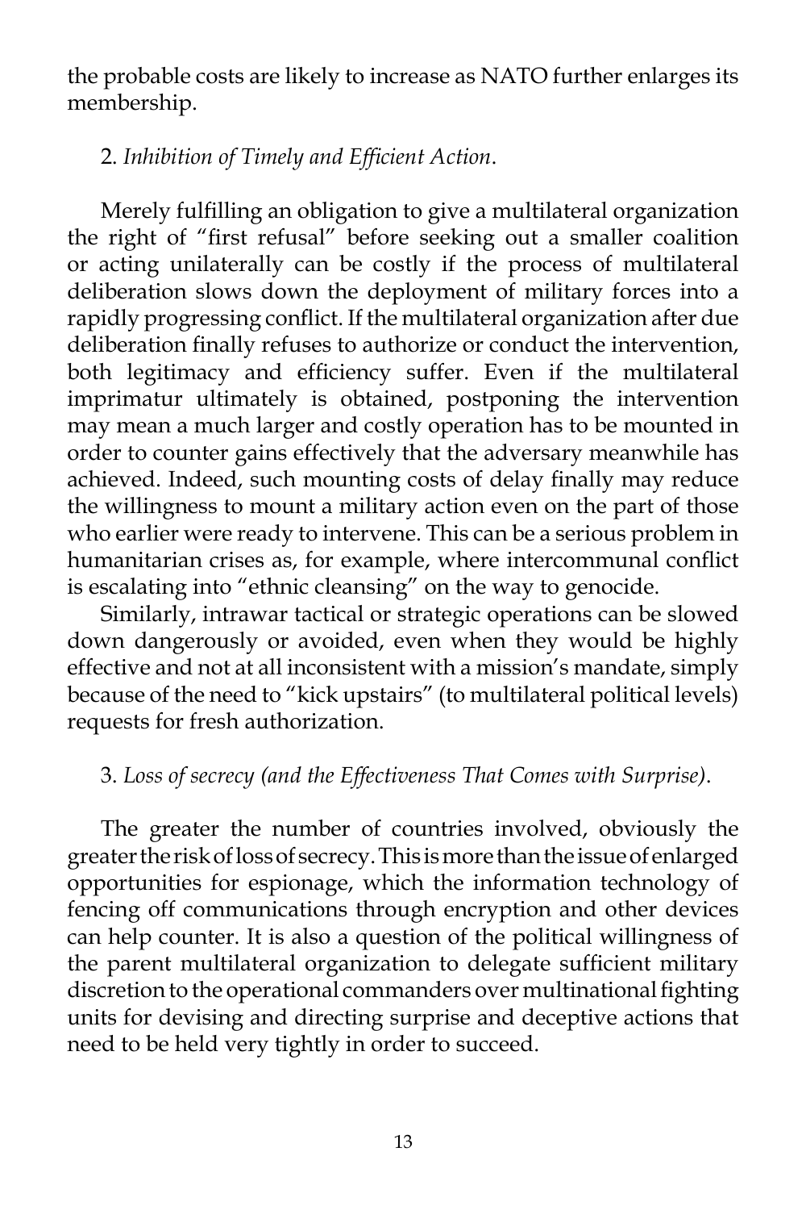the probable costs are likely to increase as NATO further enlarges its membership.

2. *Inhibition of Timely and Efficient Action*.

Merely fulfilling an obligation to give a multilateral organization the right of "first refusal" before seeking out a smaller coalition or acting unilaterally can be costly if the process of multilateral deliberation slows down the deployment of military forces into a rapidly progressing conflict. If the multilateral organization after due deliberation finally refuses to authorize or conduct the intervention, both legitimacy and efficiency suffer. Even if the multilateral imprimatur ultimately is obtained, postponing the intervention may mean a much larger and costly operation has to be mounted in order to counter gains effectively that the adversary meanwhile has achieved. Indeed, such mounting costs of delay finally may reduce the willingness to mount a military action even on the part of those who earlier were ready to intervene. This can be a serious problem in humanitarian crises as, for example, where intercommunal conflict is escalating into "ethnic cleansing" on the way to genocide.

Similarly, intrawar tactical or strategic operations can be slowed down dangerously or avoided, even when they would be highly effective and not at all inconsistent with a mission's mandate, simply because of the need to "kick upstairs" (to multilateral political levels) requests for fresh authorization.

3. *Loss of secrecy (and the Effectiveness That Comes with Surprise)*.

The greater the number of countries involved, obviously the greater the risk of loss of secrecy. This is more than the issue of enlarged opportunities for espionage, which the information technology of fencing off communications through encryption and other devices can help counter. It is also a question of the political willingness of the parent multilateral organization to delegate sufficient military discretion to the operational commanders over multinational fighting units for devising and directing surprise and deceptive actions that need to be held very tightly in order to succeed.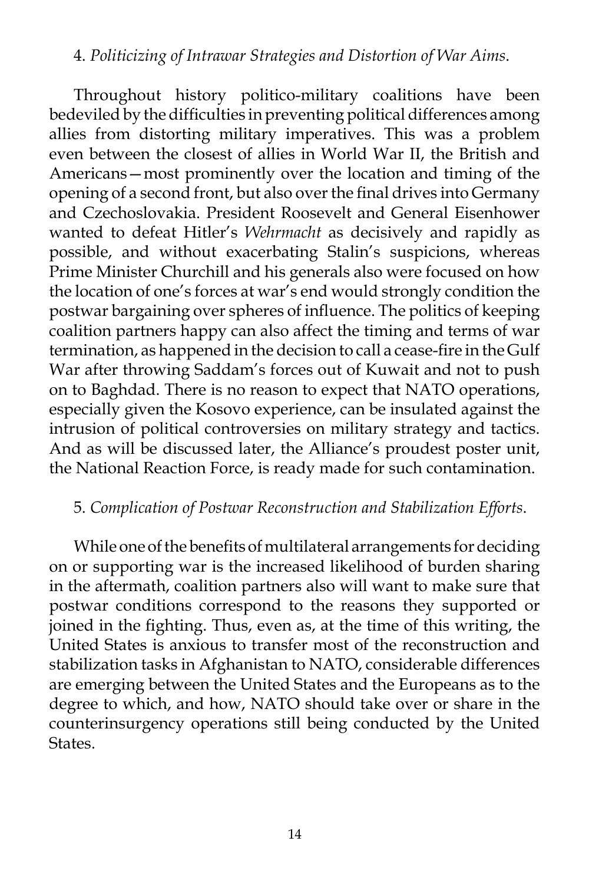4. *Politicizing of Intrawar Strategies and Distortion of War Aims.*

Throughout history politico-military coalitions have been bedeviled by the difficulties in preventing political differences among allies from distorting military imperatives. This was a problem even between the closest of allies in World War II, the British and Americans—most prominently over the location and timing of the opening of a second front, but also over the final drives into Germany and Czechoslovakia. President Roosevelt and General Eisenhower wanted to defeat Hitler's *Wehrmacht* as decisively and rapidly as possible, and without exacerbating Stalin's suspicions, whereas Prime Minister Churchill and his generals also were focused on how the location of one's forces at war's end would strongly condition the postwar bargaining over spheres of influence. The politics of keeping coalition partners happy can also affect the timing and terms of war termination, as happened in the decision to call a cease-fire in the Gulf War after throwing Saddam's forces out of Kuwait and not to push on to Baghdad. There is no reason to expect that NATO operations, especially given the Kosovo experience, can be insulated against the intrusion of political controversies on military strategy and tactics. And as will be discussed later, the Alliance's proudest poster unit, the National Reaction Force, is ready made for such contamination.

5. *Complication of Postwar Reconstruction and Stabilization Efforts.*

While one of the benefits of multilateral arrangements for deciding on or supporting war is the increased likelihood of burden sharing in the aftermath, coalition partners also will want to make sure that postwar conditions correspond to the reasons they supported or joined in the fighting. Thus, even as, at the time of this writing, the United States is anxious to transfer most of the reconstruction and stabilization tasks in Afghanistan to NATO, considerable differences are emerging between the United States and the Europeans as to the degree to which, and how, NATO should take over or share in the counterinsurgency operations still being conducted by the United States.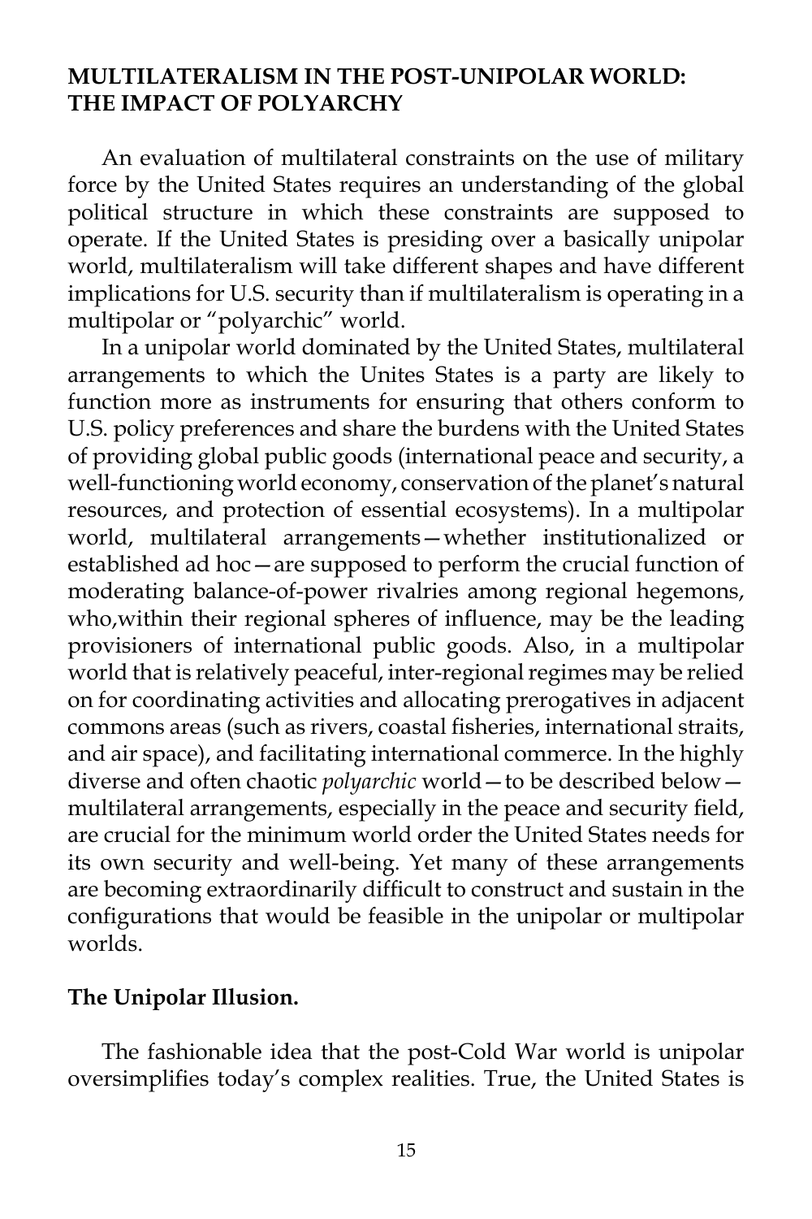## MULTILATERALISM IN THE POST-UNIPOLAR WORLD: THE IMPACT OF POLYARCHY

An evaluation of multilateral constraints on the use of military force by the United States requires an understanding of the global political structure in which these constraints are supposed to operate. If the United States is presiding over a basically unipolar world, multilateralism will take different shapes and have different implications for U.S. security than if multilateralism is operating in a multipolar or "polyarchic" world.

In a unipolar world dominated by the United States, multilateral arrangements to which the Unites States is a party are likely to function more as instruments for ensuring that others conform to U.S. policy preferences and share the burdens with the United States of providing global public goods (international peace and security, a well-functioning world economy, conservation of the planet's natural resources, and protection of essential ecosystems). In a multipolar world, multilateral arrangements—whether institutionalized or established ad hoc—are supposed to perform the crucial function of moderating balance-of-power rivalries among regional hegemons, who,within their regional spheres of influence, may be the leading provisioners of international public goods. Also, in a multipolar world that is relatively peaceful, inter-regional regimes may be relied on for coordinating activities and allocating prerogatives in adjacent commons areas (such as rivers, coastal fisheries, international straits, and air space), and facilitating international commerce. In the highly diverse and often chaotic *polyarchic* world—to be described below—multilateral arrangements, especially in the peace and security field, are crucial for the minimum world order the United States needs for its own security and well-being. Yet many of these arrangements are becoming extraordinarily difficult to construct and sustain in the configurations that would be feasible in the unipolar or multipolar worlds.

### The Unipolar Illusion.

The fashionable idea that the post-Cold War world is unipolar oversimplifies today's complex realities. True, the United States is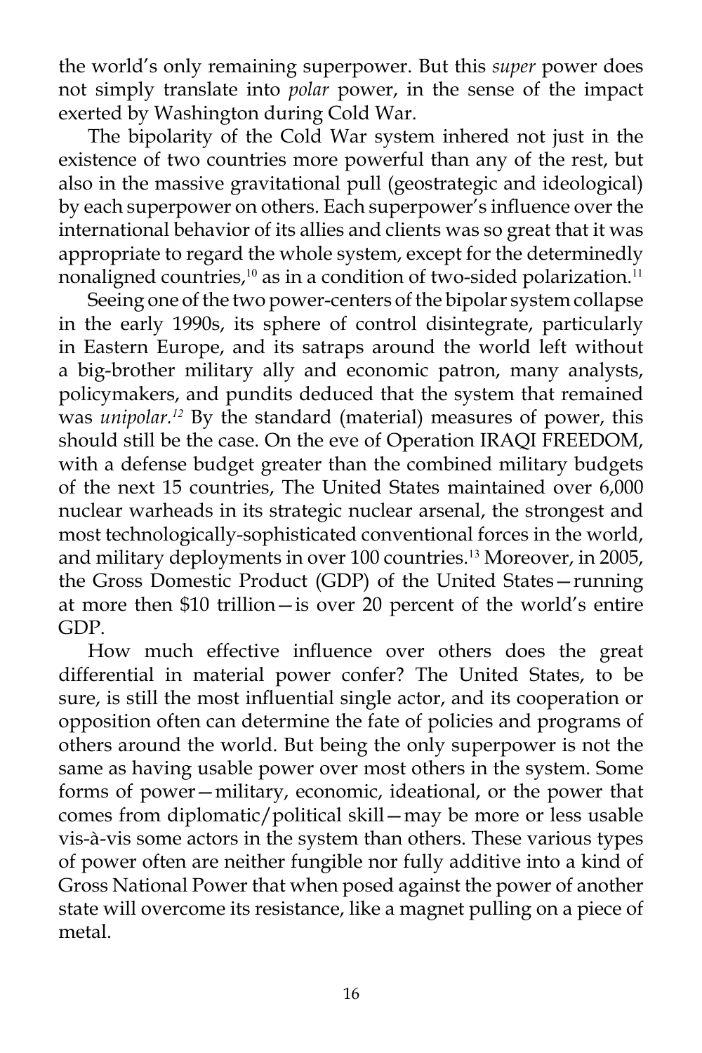the world's only remaining superpower. But this *super* power does not simply translate into *polar* power, in the sense of the impact exerted by Washington during Cold War.

The bipolarity of the Cold War system inhered not just in the existence of two countries more powerful than any of the rest, but also in the massive gravitational pull (geostrategic and ideological) by each superpower on others. Each superpower's influence over the international behavior of its allies and clients was so great that it was appropriate to regard the whole system, except for the determinedly nonaligned countries,[10] as in a condition of two-sided polarization.[11]

Seeing one of the two power-centers of the bipolar system collapse in the early 1990s, its sphere of control disintegrate, particularly in Eastern Europe, and its satraps around the world left without a big-brother military ally and economic patron, many analysts, policymakers, and pundits deduced that the system that remained was *unipolar.*[12] By the standard (material) measures of power, this should still be the case. On the eve of Operation IRAQI FREEDOM, with a defense budget greater than the combined military budgets of the next 15 countries, The United States maintained over 6,000 nuclear warheads in its strategic nuclear arsenal, the strongest and most technologically-sophisticated conventional forces in the world, and military deployments in over 100 countries.[13] Moreover, in 2005, the Gross Domestic Product (GDP) of the United States—running at more then $10 trillion—is over 20 percent of the world's entire GDP.

How much effective influence over others does the great differential in material power confer? The United States, to be sure, is still the most influential single actor, and its cooperation or opposition often can determine the fate of policies and programs of others around the world. But being the only superpower is not the same as having usable power over most others in the system. Some forms of power—military, economic, ideational, or the power that comes from diplomatic/political skill—may be more or less usable vis-à-vis some actors in the system than others. These various types of power often are neither fungible nor fully additive into a kind of Gross National Power that when posed against the power of another state will overcome its resistance, like a magnet pulling on a piece of metal.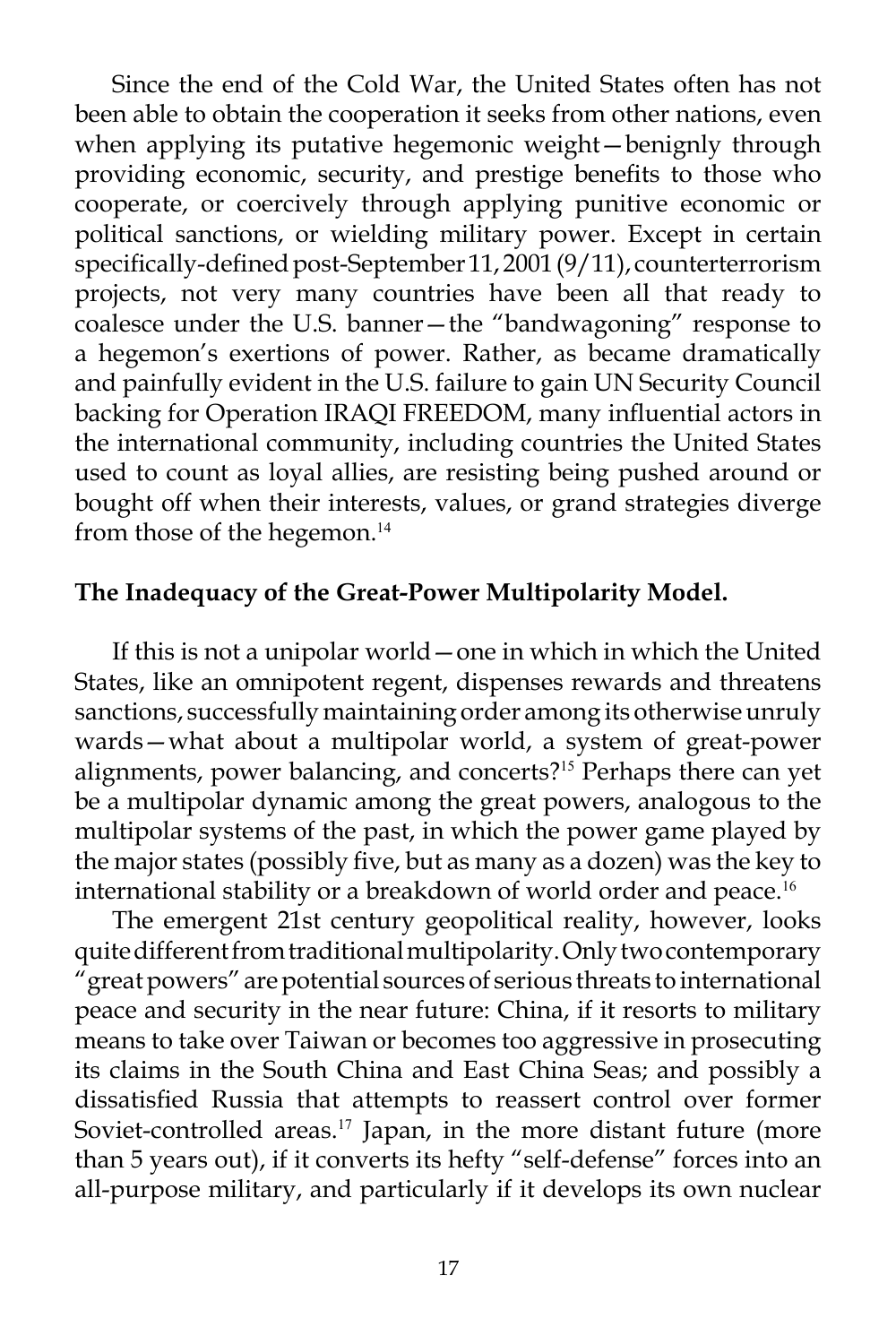Since the end of the Cold War, the United States often has not been able to obtain the cooperation it seeks from other nations, even when applying its putative hegemonic weight—benignly through providing economic, security, and prestige benefits to those who cooperate, or coercively through applying punitive economic or political sanctions, or wielding military power. Except in certain specifically-defined post-September 11, 2001 (9/11), counterterrorism projects, not very many countries have been all that ready to coalesce under the U.S. banner—the "bandwagoning" response to a hegemon's exertions of power. Rather, as became dramatically and painfully evident in the U.S. failure to gain UN Security Council backing for Operation IRAQI FREEDOM, many influential actors in the international community, including countries the United States used to count as loyal allies, are resisting being pushed around or bought off when their interests, values, or grand strategies diverge from those of the hegemon.[14]

**The Inadequacy of the Great-Power Multipolarity Model.**

If this is not a unipolar world—one in which in which the United States, like an omnipotent regent, dispenses rewards and threatens sanctions, successfully maintaining order among its otherwise unruly wards—what about a multipolar world, a system of great-power alignments, power balancing, and concerts?[15] Perhaps there can yet be a multipolar dynamic among the great powers, analogous to the multipolar systems of the past, in which the power game played by the major states (possibly five, but as many as a dozen) was the key to international stability or a breakdown of world order and peace.[16]

The emergent 21st century geopolitical reality, however, looks quite different from traditional multipolarity. Only two contemporary "great powers" are potential sources of serious threats to international peace and security in the near future: China, if it resorts to military means to take over Taiwan or becomes too aggressive in prosecuting its claims in the South China and East China Seas; and possibly a dissatisfied Russia that attempts to reassert control over former Soviet-controlled areas.[17] Japan, in the more distant future (more than 5 years out), if it converts its hefty "self-defense" forces into an all-purpose military, and particularly if it develops its own nuclear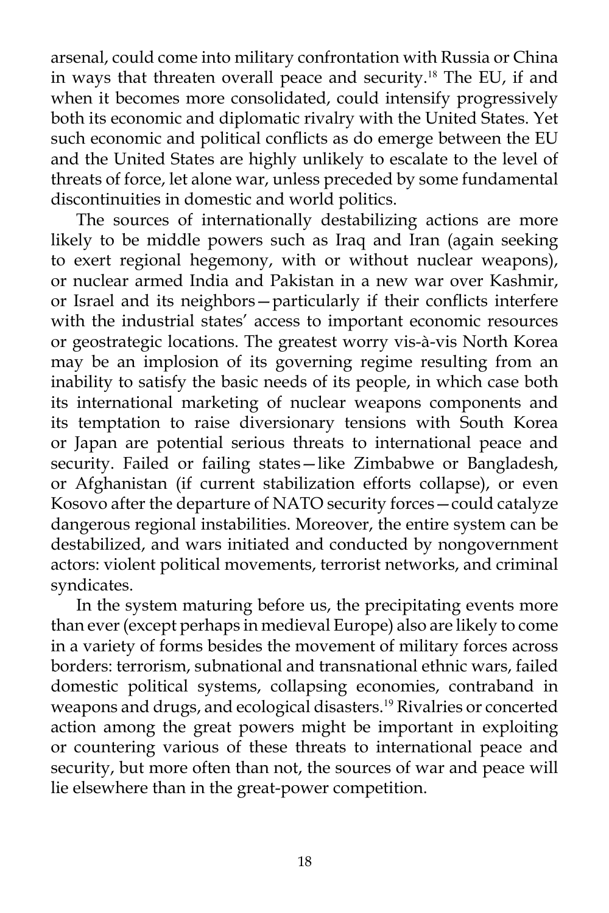arsenal, could come into military confrontation with Russia or China in ways that threaten overall peace and security.[18] The EU, if and when it becomes more consolidated, could intensify progressively both its economic and diplomatic rivalry with the United States. Yet such economic and political conflicts as do emerge between the EU and the United States are highly unlikely to escalate to the level of threats of force, let alone war, unless preceded by some fundamental discontinuities in domestic and world politics.

The sources of internationally destabilizing actions are more likely to be middle powers such as Iraq and Iran (again seeking to exert regional hegemony, with or without nuclear weapons), or nuclear armed India and Pakistan in a new war over Kashmir, or Israel and its neighbors—particularly if their conflicts interfere with the industrial states' access to important economic resources or geostrategic locations. The greatest worry vis-à-vis North Korea may be an implosion of its governing regime resulting from an inability to satisfy the basic needs of its people, in which case both its international marketing of nuclear weapons components and its temptation to raise diversionary tensions with South Korea or Japan are potential serious threats to international peace and security. Failed or failing states—like Zimbabwe or Bangladesh, or Afghanistan (if current stabilization efforts collapse), or even Kosovo after the departure of NATO security forces—could catalyze dangerous regional instabilities. Moreover, the entire system can be destabilized, and wars initiated and conducted by nongovernment actors: violent political movements, terrorist networks, and criminal syndicates.

In the system maturing before us, the precipitating events more than ever (except perhaps in medieval Europe) also are likely to come in a variety of forms besides the movement of military forces across borders: terrorism, subnational and transnational ethnic wars, failed domestic political systems, collapsing economies, contraband in weapons and drugs, and ecological disasters.[19] Rivalries or concerted action among the great powers might be important in exploiting or countering various of these threats to international peace and security, but more often than not, the sources of war and peace will lie elsewhere than in the great-power competition.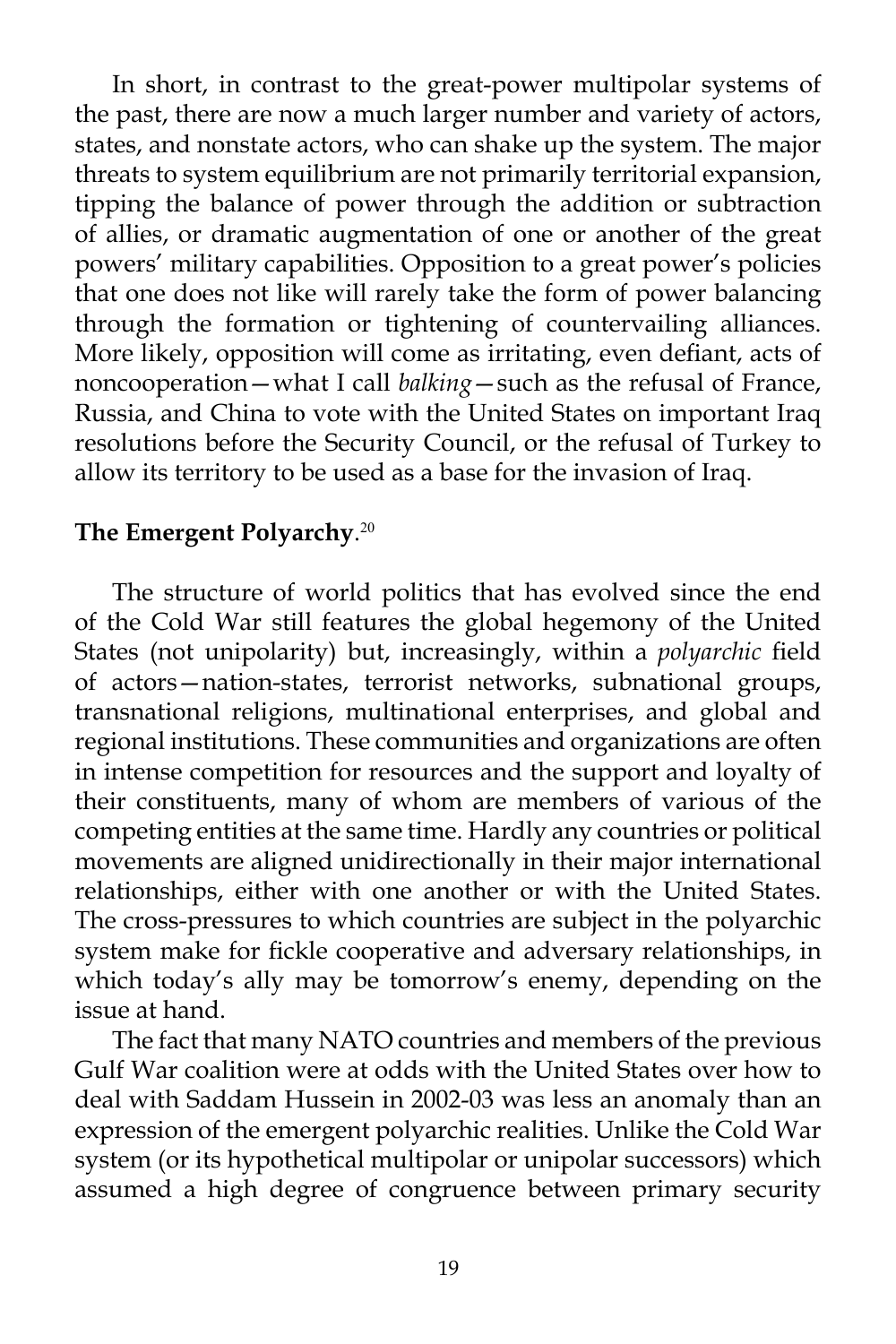In short, in contrast to the great-power multipolar systems of the past, there are now a much larger number and variety of actors, states, and nonstate actors, who can shake up the system. The major threats to system equilibrium are not primarily territorial expansion, tipping the balance of power through the addition or subtraction of allies, or dramatic augmentation of one or another of the great powers' military capabilities. Opposition to a great power's policies that one does not like will rarely take the form of power balancing through the formation or tightening of countervailing alliances. More likely, opposition will come as irritating, even defiant, acts of noncooperation—what I call *balking*—such as the refusal of France, Russia, and China to vote with the United States on important Iraq resolutions before the Security Council, or the refusal of Turkey to allow its territory to be used as a base for the invasion of Iraq.

**The Emergent Polyarchy**.[20]

The structure of world politics that has evolved since the end of the Cold War still features the global hegemony of the United States (not unipolarity) but, increasingly, within a *polyarchic* field of actors—nation-states, terrorist networks, subnational groups, transnational religions, multinational enterprises, and global and regional institutions. These communities and organizations are often in intense competition for resources and the support and loyalty of their constituents, many of whom are members of various of the competing entities at the same time. Hardly any countries or political movements are aligned unidirectionally in their major international relationships, either with one another or with the United States. The cross-pressures to which countries are subject in the polyarchic system make for fickle cooperative and adversary relationships, in which today's ally may be tomorrow's enemy, depending on the issue at hand.

The fact that many NATO countries and members of the previous Gulf War coalition were at odds with the United States over how to deal with Saddam Hussein in 2002-03 was less an anomaly than an expression of the emergent polyarchic realities. Unlike the Cold War system (or its hypothetical multipolar or unipolar successors) which assumed a high degree of congruence between primary security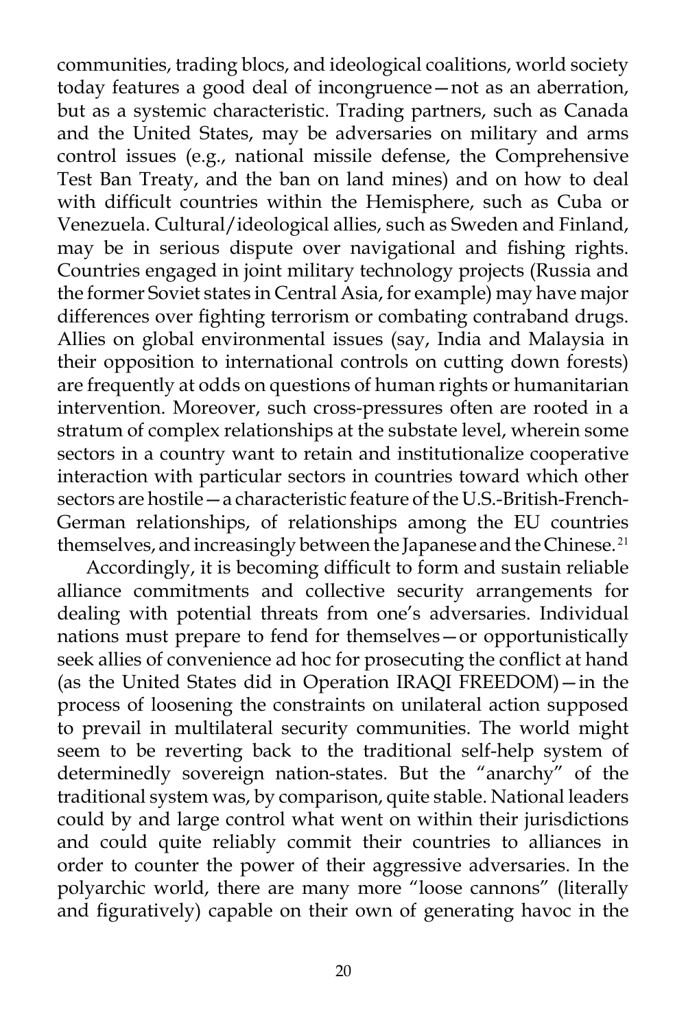communities, trading blocs, and ideological coalitions, world society today features a good deal of incongruence—not as an aberration, but as a systemic characteristic. Trading partners, such as Canada and the United States, may be adversaries on military and arms control issues (e.g., national missile defense, the Comprehensive Test Ban Treaty, and the ban on land mines) and on how to deal with difficult countries within the Hemisphere, such as Cuba or Venezuela. Cultural/ideological allies, such as Sweden and Finland, may be in serious dispute over navigational and fishing rights. Countries engaged in joint military technology projects (Russia and the former Soviet states in Central Asia, for example) may have major differences over fighting terrorism or combating contraband drugs. Allies on global environmental issues (say, India and Malaysia in their opposition to international controls on cutting down forests) are frequently at odds on questions of human rights or humanitarian intervention. Moreover, such cross-pressures often are rooted in a stratum of complex relationships at the substate level, wherein some sectors in a country want to retain and institutionalize cooperative interaction with particular sectors in countries toward which other sectors are hostile—a characteristic feature of the U.S.-British-French-German relationships, of relationships among the EU countries themselves, and increasingly between the Japanese and the Chinese.[21]

Accordingly, it is becoming difficult to form and sustain reliable alliance commitments and collective security arrangements for dealing with potential threats from one's adversaries. Individual nations must prepare to fend for themselves—or opportunistically seek allies of convenience ad hoc for prosecuting the conflict at hand (as the United States did in Operation IRAQI FREEDOM)—in the process of loosening the constraints on unilateral action supposed to prevail in multilateral security communities. The world might seem to be reverting back to the traditional self-help system of determinedly sovereign nation-states. But the "anarchy" of the traditional system was, by comparison, quite stable. National leaders could by and large control what went on within their jurisdictions and could quite reliably commit their countries to alliances in order to counter the power of their aggressive adversaries. In the polyarchic world, there are many more "loose cannons" (literally and figuratively) capable on their own of generating havoc in the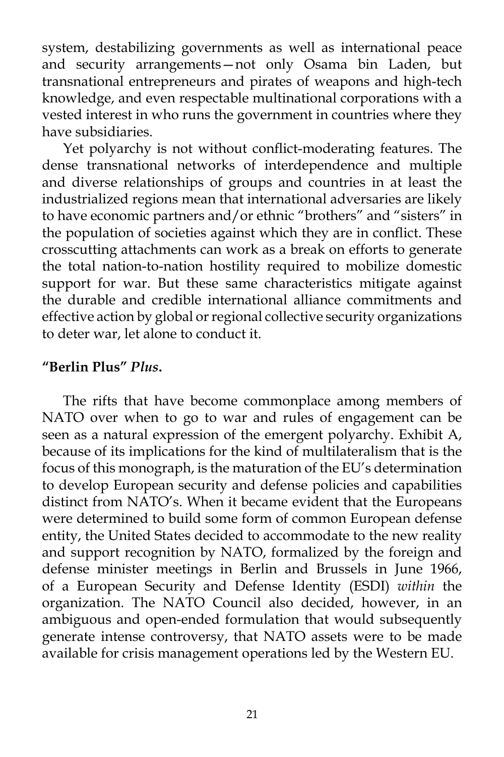system, destabilizing governments as well as international peace and security arrangements—not only Osama bin Laden, but transnational entrepreneurs and pirates of weapons and high-tech knowledge, and even respectable multinational corporations with a vested interest in who runs the government in countries where they have subsidiaries.

Yet polyarchy is not without conflict-moderating features. The dense transnational networks of interdependence and multiple and diverse relationships of groups and countries in at least the industrialized regions mean that international adversaries are likely to have economic partners and/or ethnic "brothers" and "sisters" in the population of societies against which they are in conflict. These crosscutting attachments can work as a break on efforts to generate the total nation-to-nation hostility required to mobilize domestic support for war. But these same characteristics mitigate against the durable and credible international alliance commitments and effective action by global or regional collective security organizations to deter war, let alone to conduct it.

**"Berlin Plus" *Plus*.**

The rifts that have become commonplace among members of NATO over when to go to war and rules of engagement can be seen as a natural expression of the emergent polyarchy. Exhibit A, because of its implications for the kind of multilateralism that is the focus of this monograph, is the maturation of the EU's determination to develop European security and defense policies and capabilities distinct from NATO's. When it became evident that the Europeans were determined to build some form of common European defense entity, the United States decided to accommodate to the new reality and support recognition by NATO, formalized by the foreign and defense minister meetings in Berlin and Brussels in June 1966, of a European Security and Defense Identity (ESDI) *within* the organization. The NATO Council also decided, however, in an ambiguous and open-ended formulation that would subsequently generate intense controversy, that NATO assets were to be made available for crisis management operations led by the Western EU.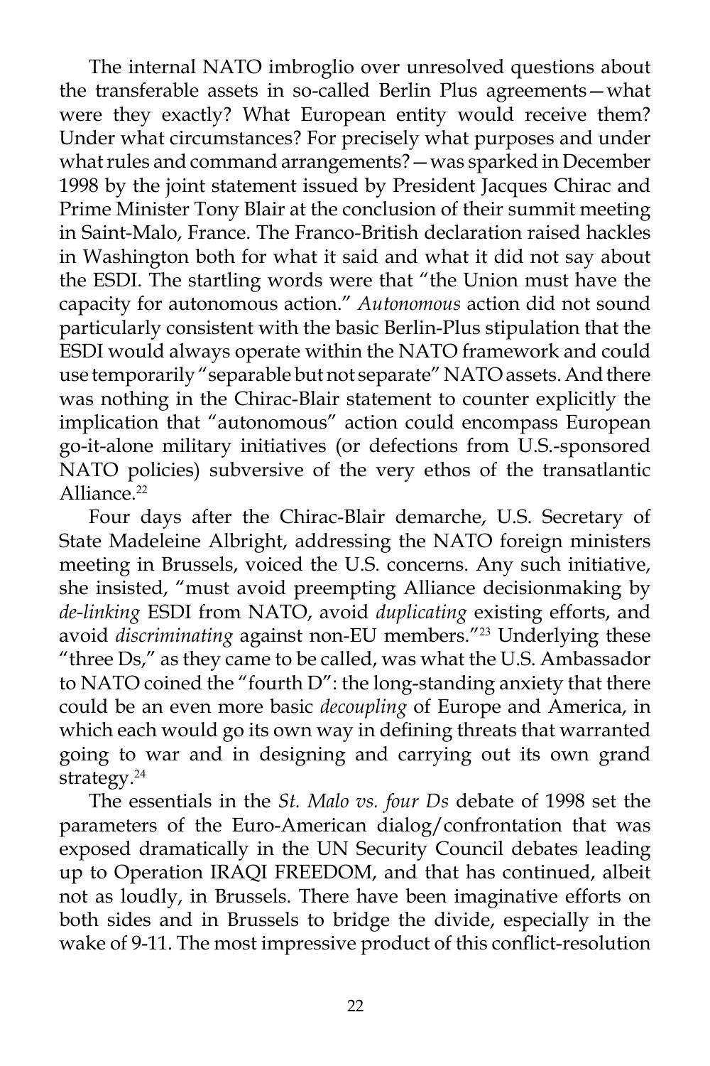The internal NATO imbroglio over unresolved questions about the transferable assets in so-called Berlin Plus agreements—what were they exactly? What European entity would receive them? Under what circumstances? For precisely what purposes and under what rules and command arrangements?—was sparked in December 1998 by the joint statement issued by President Jacques Chirac and Prime Minister Tony Blair at the conclusion of their summit meeting in Saint-Malo, France. The Franco-British declaration raised hackles in Washington both for what it said and what it did not say about the ESDI. The startling words were that "the Union must have the capacity for autonomous action." *Autonomous* action did not sound particularly consistent with the basic Berlin-Plus stipulation that the ESDI would always operate within the NATO framework and could use temporarily "separable but not separate" NATO assets. And there was nothing in the Chirac-Blair statement to counter explicitly the implication that "autonomous" action could encompass European go-it-alone military initiatives (or defections from U.S.-sponsored NATO policies) subversive of the very ethos of the transatlantic Alliance.[22]

Four days after the Chirac-Blair demarche, U.S. Secretary of State Madeleine Albright, addressing the NATO foreign ministers meeting in Brussels, voiced the U.S. concerns. Any such initiative, she insisted, "must avoid preempting Alliance decisionmaking by *de-linking* ESDI from NATO, avoid *duplicating* existing efforts, and avoid *discriminating* against non-EU members."[23] Underlying these "three Ds," as they came to be called, was what the U.S. Ambassador to NATO coined the "fourth D": the long-standing anxiety that there could be an even more basic *decoupling* of Europe and America, in which each would go its own way in defining threats that warranted going to war and in designing and carrying out its own grand strategy.[24]

The essentials in the *St. Malo vs. four Ds* debate of 1998 set the parameters of the Euro-American dialog/confrontation that was exposed dramatically in the UN Security Council debates leading up to Operation IRAQI FREEDOM, and that has continued, albeit not as loudly, in Brussels. There have been imaginative efforts on both sides and in Brussels to bridge the divide, especially in the wake of 9-11. The most impressive product of this conflict-resolution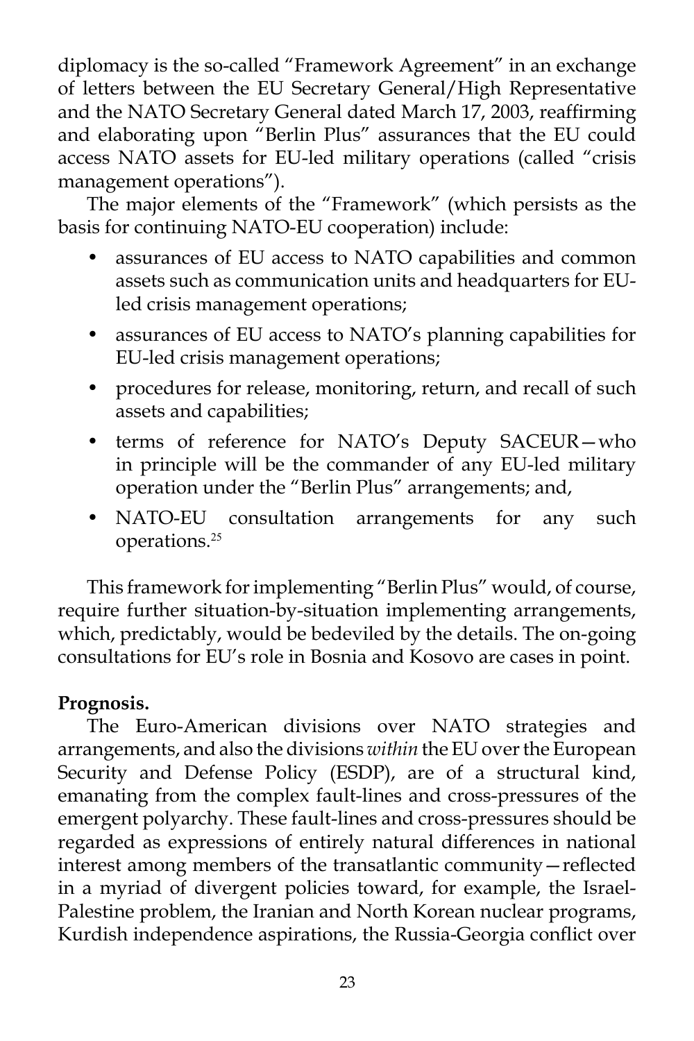diplomacy is the so-called "Framework Agreement" in an exchange of letters between the EU Secretary General/High Representative and the NATO Secretary General dated March 17, 2003, reaffirming and elaborating upon "Berlin Plus" assurances that the EU could access NATO assets for EU-led military operations (called "crisis management operations").

The major elements of the "Framework" (which persists as the basis for continuing NATO-EU cooperation) include:

- assurances of EU access to NATO capabilities and common assets such as communication units and headquarters for EU-led crisis management operations;
- assurances of EU access to NATO's planning capabilities for EU-led crisis management operations;
- procedures for release, monitoring, return, and recall of such assets and capabilities;
- terms of reference for NATO's Deputy SACEUR—who in principle will be the commander of any EU-led military operation under the "Berlin Plus" arrangements; and,
- NATO-EU consultation arrangements for any such operations.[25]

This framework for implementing "Berlin Plus" would, of course, require further situation-by-situation implementing arrangements, which, predictably, would be bedeviled by the details. The on-going consultations for EU's role in Bosnia and Kosovo are cases in point.

**Prognosis.**

The Euro-American divisions over NATO strategies and arrangements, and also the divisions *within* the EU over the European Security and Defense Policy (ESDP), are of a structural kind, emanating from the complex fault-lines and cross-pressures of the emergent polyarchy. These fault-lines and cross-pressures should be regarded as expressions of entirely natural differences in national interest among members of the transatlantic community—reflected in a myriad of divergent policies toward, for example, the Israel-Palestine problem, the Iranian and North Korean nuclear programs, Kurdish independence aspirations, the Russia-Georgia conflict over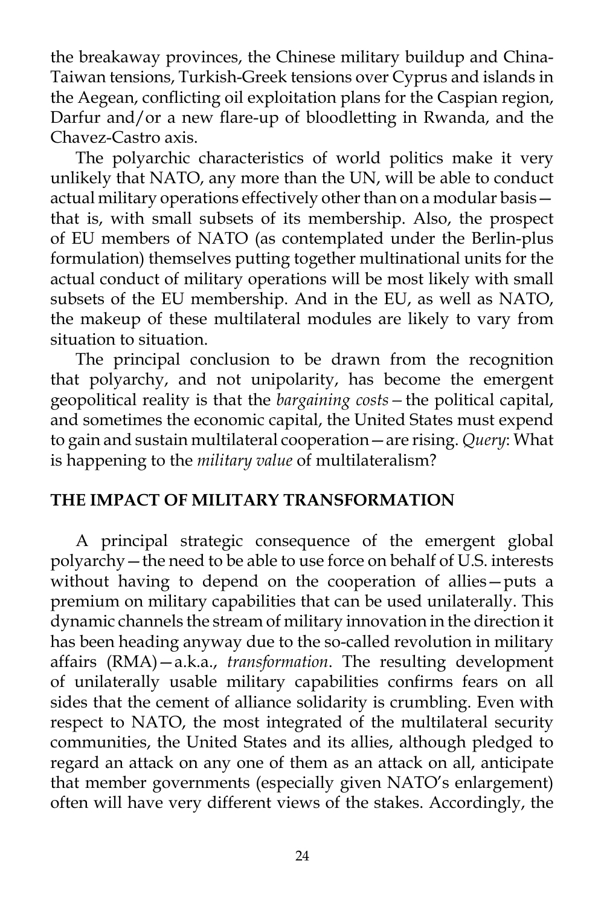the breakaway provinces, the Chinese military buildup and China-Taiwan tensions, Turkish-Greek tensions over Cyprus and islands in the Aegean, conflicting oil exploitation plans for the Caspian region, Darfur and/or a new flare-up of bloodletting in Rwanda, and the Chavez-Castro axis.

The polyarchic characteristics of world politics make it very unlikely that NATO, any more than the UN, will be able to conduct actual military operations effectively other than on a modular basis—that is, with small subsets of its membership. Also, the prospect of EU members of NATO (as contemplated under the Berlin-plus formulation) themselves putting together multinational units for the actual conduct of military operations will be most likely with small subsets of the EU membership. And in the EU, as well as NATO, the makeup of these multilateral modules are likely to vary from situation to situation.

The principal conclusion to be drawn from the recognition that polyarchy, and not unipolarity, has become the emergent geopolitical reality is that the *bargaining costs*—the political capital, and sometimes the economic capital, the United States must expend to gain and sustain multilateral cooperation—are rising. *Query*: What is happening to the *military value* of multilateralism?

## THE IMPACT OF MILITARY TRANSFORMATION

A principal strategic consequence of the emergent global polyarchy—the need to be able to use force on behalf of U.S. interests without having to depend on the cooperation of allies—puts a premium on military capabilities that can be used unilaterally. This dynamic channels the stream of military innovation in the direction it has been heading anyway due to the so-called revolution in military affairs (RMA)—a.k.a., *transformation*. The resulting development of unilaterally usable military capabilities confirms fears on all sides that the cement of alliance solidarity is crumbling. Even with respect to NATO, the most integrated of the multilateral security communities, the United States and its allies, although pledged to regard an attack on any one of them as an attack on all, anticipate that member governments (especially given NATO's enlargement) often will have very different views of the stakes. Accordingly, the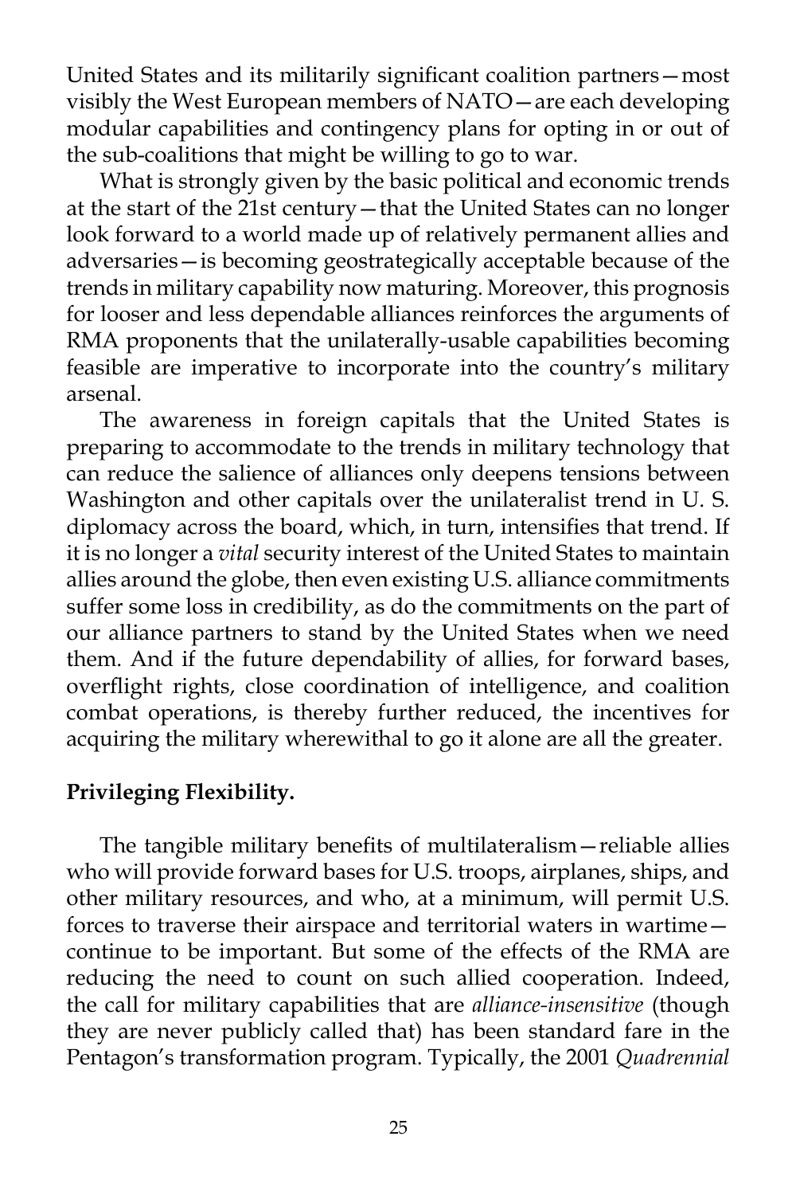United States and its militarily significant coalition partners—most visibly the West European members of NATO—are each developing modular capabilities and contingency plans for opting in or out of the sub-coalitions that might be willing to go to war.

What is strongly given by the basic political and economic trends at the start of the 21st century—that the United States can no longer look forward to a world made up of relatively permanent allies and adversaries—is becoming geostrategically acceptable because of the trends in military capability now maturing. Moreover, this prognosis for looser and less dependable alliances reinforces the arguments of RMA proponents that the unilaterally-usable capabilities becoming feasible are imperative to incorporate into the country's military arsenal.

The awareness in foreign capitals that the United States is preparing to accommodate to the trends in military technology that can reduce the salience of alliances only deepens tensions between Washington and other capitals over the unilateralist trend in U. S. diplomacy across the board, which, in turn, intensifies that trend. If it is no longer a *vital* security interest of the United States to maintain allies around the globe, then even existing U.S. alliance commitments suffer some loss in credibility, as do the commitments on the part of our alliance partners to stand by the United States when we need them. And if the future dependability of allies, for forward bases, overflight rights, close coordination of intelligence, and coalition combat operations, is thereby further reduced, the incentives for acquiring the military wherewithal to go it alone are all the greater.

**Privileging Flexibility.**

The tangible military benefits of multilateralism—reliable allies who will provide forward bases for U.S. troops, airplanes, ships, and other military resources, and who, at a minimum, will permit U.S. forces to traverse their airspace and territorial waters in wartime—continue to be important. But some of the effects of the RMA are reducing the need to count on such allied cooperation. Indeed, the call for military capabilities that are *alliance-insensitive* (though they are never publicly called that) has been standard fare in the Pentagon's transformation program. Typically, the 2001 *Quadrennial*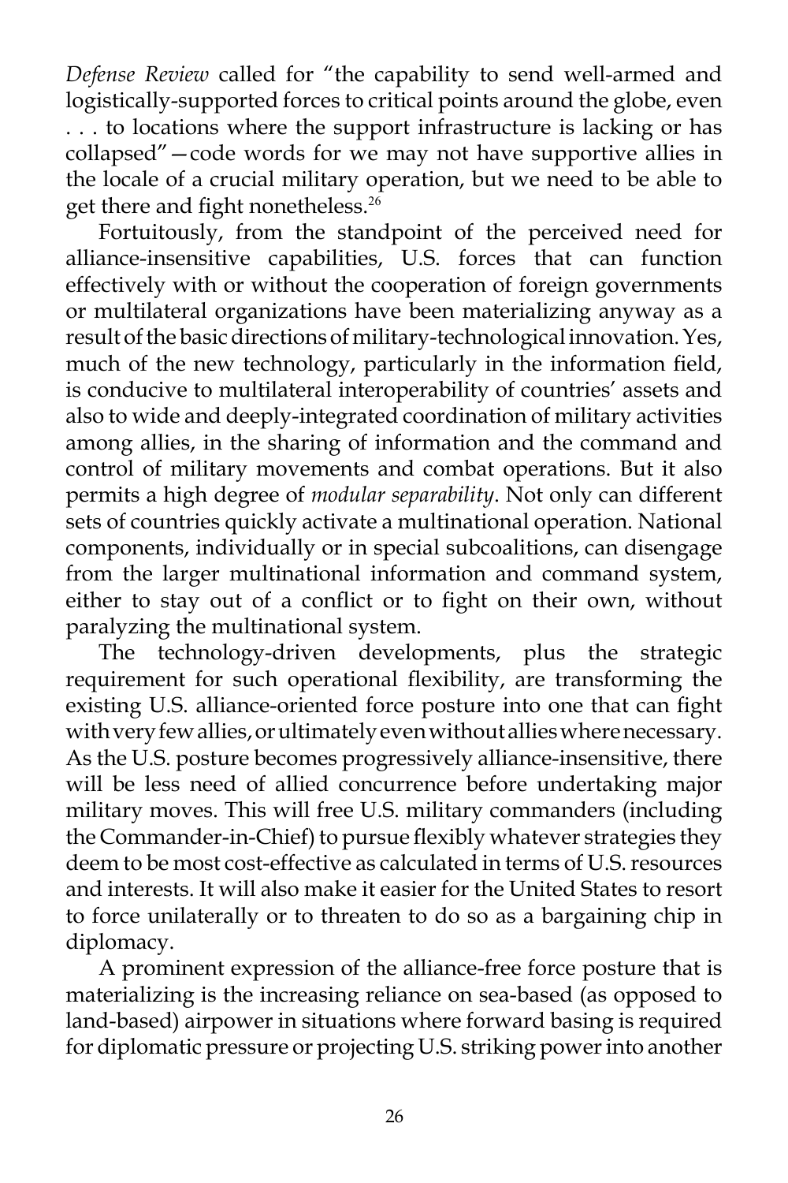*Defense Review* called for "the capability to send well-armed and logistically-supported forces to critical points around the globe, even . . . to locations where the support infrastructure is lacking or has collapsed"—code words for we may not have supportive allies in the locale of a crucial military operation, but we need to be able to get there and fight nonetheless.[26]

Fortuitously, from the standpoint of the perceived need for alliance-insensitive capabilities, U.S. forces that can function effectively with or without the cooperation of foreign governments or multilateral organizations have been materializing anyway as a result of the basic directions of military-technological innovation. Yes, much of the new technology, particularly in the information field, is conducive to multilateral interoperability of countries' assets and also to wide and deeply-integrated coordination of military activities among allies, in the sharing of information and the command and control of military movements and combat operations. But it also permits a high degree of *modular separability*. Not only can different sets of countries quickly activate a multinational operation. National components, individually or in special subcoalitions, can disengage from the larger multinational information and command system, either to stay out of a conflict or to fight on their own, without paralyzing the multinational system.

The technology-driven developments, plus the strategic requirement for such operational flexibility, are transforming the existing U.S. alliance-oriented force posture into one that can fight with very few allies, or ultimately even without allies where necessary. As the U.S. posture becomes progressively alliance-insensitive, there will be less need of allied concurrence before undertaking major military moves. This will free U.S. military commanders (including the Commander-in-Chief) to pursue flexibly whatever strategies they deem to be most cost-effective as calculated in terms of U.S. resources and interests. It will also make it easier for the United States to resort to force unilaterally or to threaten to do so as a bargaining chip in diplomacy.

A prominent expression of the alliance-free force posture that is materializing is the increasing reliance on sea-based (as opposed to land-based) airpower in situations where forward basing is required for diplomatic pressure or projecting U.S. striking power into another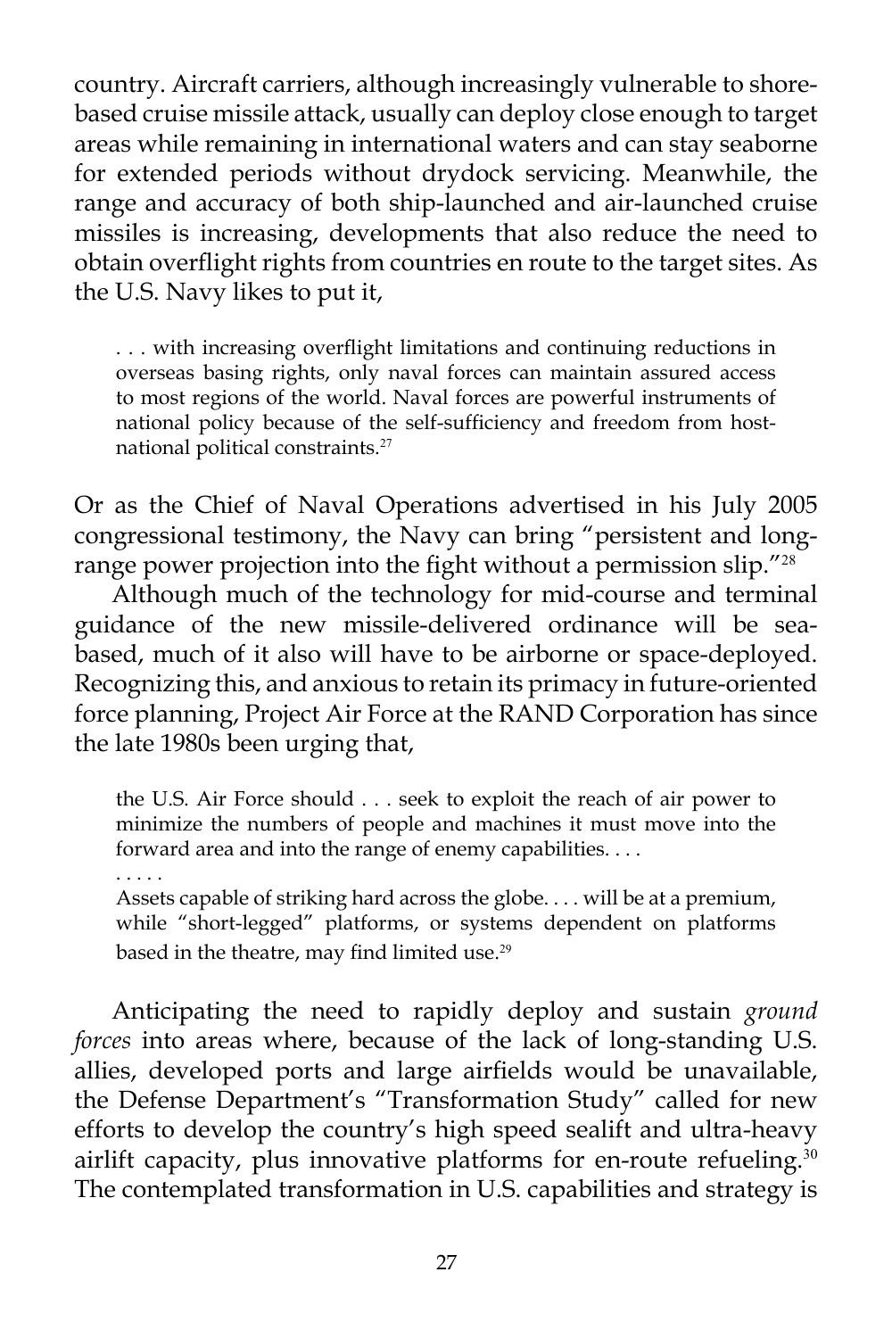country. Aircraft carriers, although increasingly vulnerable to shore-based cruise missile attack, usually can deploy close enough to target areas while remaining in international waters and can stay seaborne for extended periods without drydock servicing. Meanwhile, the range and accuracy of both ship-launched and air-launched cruise missiles is increasing, developments that also reduce the need to obtain overflight rights from countries en route to the target sites. As the U.S. Navy likes to put it,

> . . . with increasing overflight limitations and continuing reductions in overseas basing rights, only naval forces can maintain assured access to most regions of the world. Naval forces are powerful instruments of national policy because of the self-sufficiency and freedom from host-national political constraints.[27]

Or as the Chief of Naval Operations advertised in his July 2005 congressional testimony, the Navy can bring "persistent and long-range power projection into the fight without a permission slip."[28]

Although much of the technology for mid-course and terminal guidance of the new missile-delivered ordinance will be sea-based, much of it also will have to be airborne or space-deployed. Recognizing this, and anxious to retain its primacy in future-oriented force planning, Project Air Force at the RAND Corporation has since the late 1980s been urging that,

> the U.S. Air Force should . . . seek to exploit the reach of air power to minimize the numbers of people and machines it must move into the forward area and into the range of enemy capabilities. . . .
>
> . . . . .
>
> Assets capable of striking hard across the globe. . . . will be at a premium, while "short-legged" platforms, or systems dependent on platforms based in the theatre, may find limited use.[29]

Anticipating the need to rapidly deploy and sustain *ground forces* into areas where, because of the lack of long-standing U.S. allies, developed ports and large airfields would be unavailable, the Defense Department's "Transformation Study" called for new efforts to develop the country's high speed sealift and ultra-heavy airlift capacity, plus innovative platforms for en-route refueling.[30] The contemplated transformation in U.S. capabilities and strategy is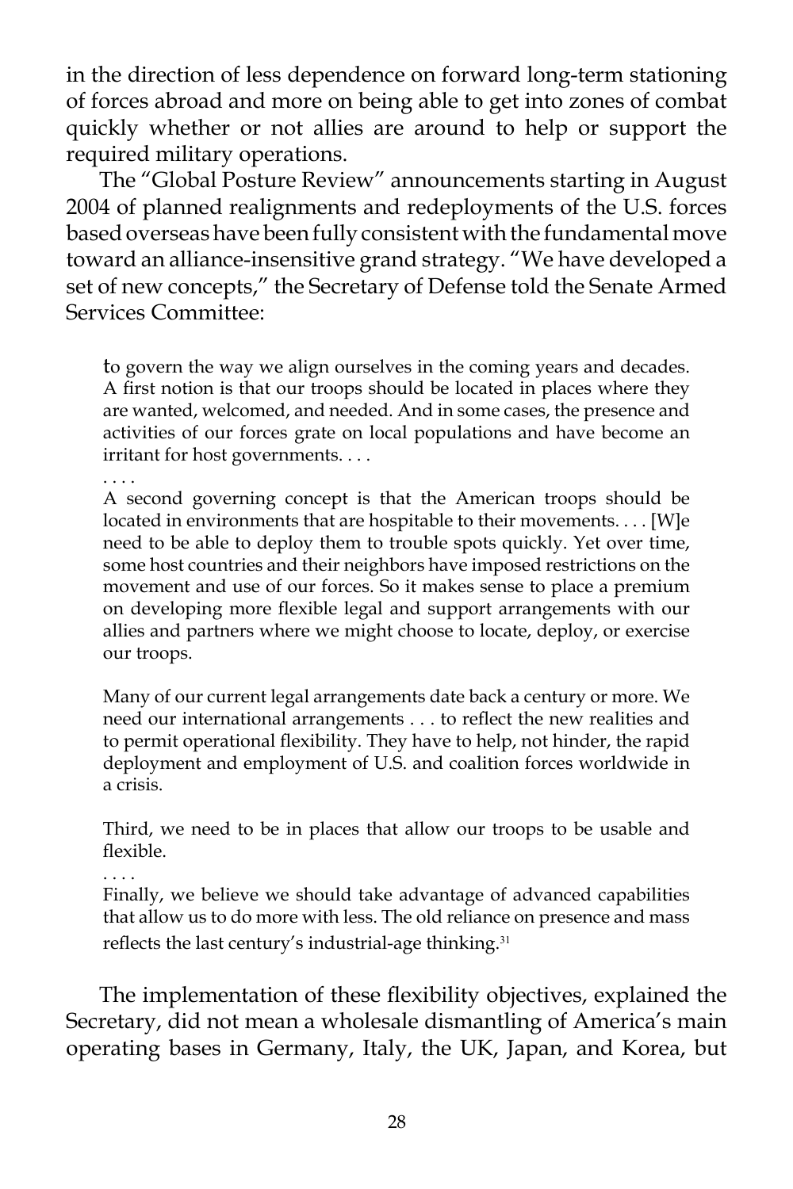in the direction of less dependence on forward long-term stationing of forces abroad and more on being able to get into zones of combat quickly whether or not allies are around to help or support the required military operations.

The "Global Posture Review" announcements starting in August 2004 of planned realignments and redeployments of the U.S. forces based overseas have been fully consistent with the fundamental move toward an alliance-insensitive grand strategy. "We have developed a set of new concepts," the Secretary of Defense told the Senate Armed Services Committee:

> to govern the way we align ourselves in the coming years and decades. A first notion is that our troops should be located in places where they are wanted, welcomed, and needed. And in some cases, the presence and activities of our forces grate on local populations and have become an irritant for host governments. . . .
>
> . . . .
>
> A second governing concept is that the American troops should be located in environments that are hospitable to their movements. . . . [W]e need to be able to deploy them to trouble spots quickly. Yet over time, some host countries and their neighbors have imposed restrictions on the movement and use of our forces. So it makes sense to place a premium on developing more flexible legal and support arrangements with our allies and partners where we might choose to locate, deploy, or exercise our troops.
>
> Many of our current legal arrangements date back a century or more. We need our international arrangements . . . to reflect the new realities and to permit operational flexibility. They have to help, not hinder, the rapid deployment and employment of U.S. and coalition forces worldwide in a crisis.
>
> Third, we need to be in places that allow our troops to be usable and flexible.
>
> . . . .
>
> Finally, we believe we should take advantage of advanced capabilities that allow us to do more with less. The old reliance on presence and mass reflects the last century's industrial-age thinking.[31]

The implementation of these flexibility objectives, explained the Secretary, did not mean a wholesale dismantling of America's main operating bases in Germany, Italy, the UK, Japan, and Korea, but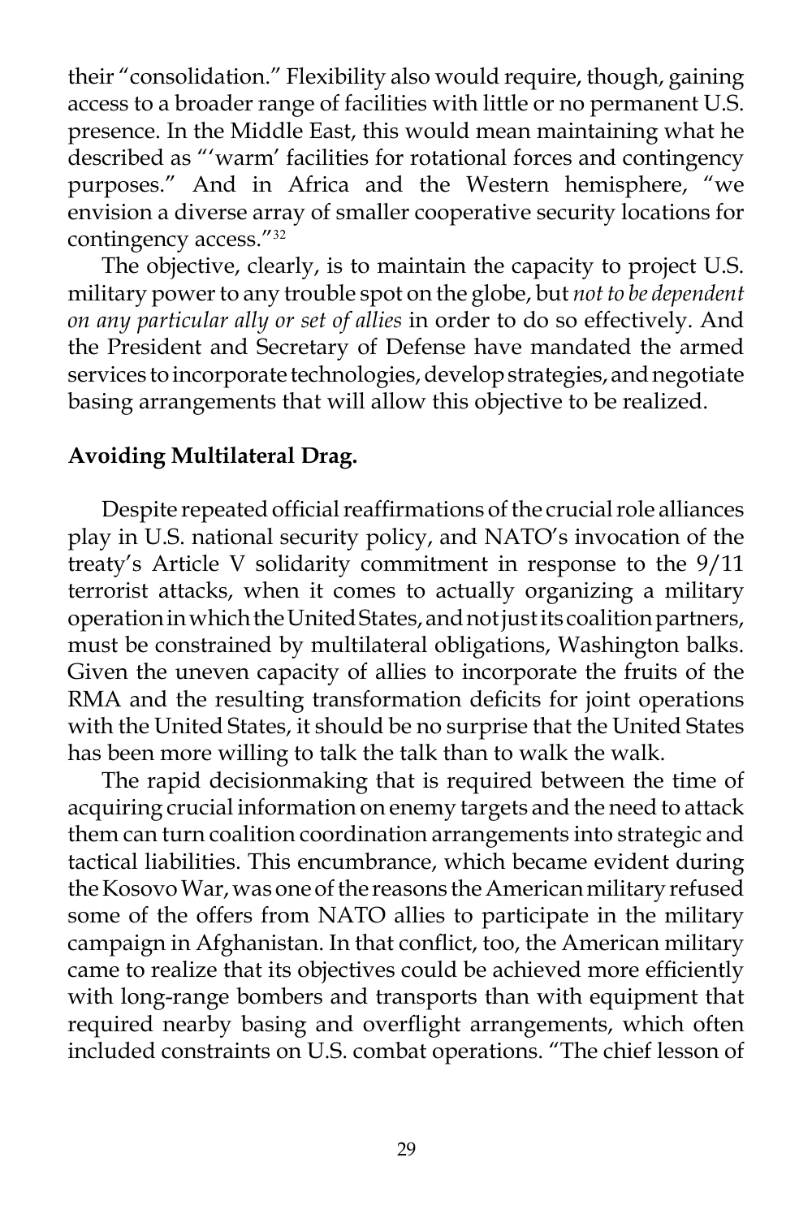their "consolidation." Flexibility also would require, though, gaining access to a broader range of facilities with little or no permanent U.S. presence. In the Middle East, this would mean maintaining what he described as "'warm' facilities for rotational forces and contingency purposes." And in Africa and the Western hemisphere, "we envision a diverse array of smaller cooperative security locations for contingency access."[32]

The objective, clearly, is to maintain the capacity to project U.S. military power to any trouble spot on the globe, but *not to be dependent on any particular ally or set of allies* in order to do so effectively. And the President and Secretary of Defense have mandated the armed services to incorporate technologies, develop strategies, and negotiate basing arrangements that will allow this objective to be realized.

**Avoiding Multilateral Drag.**

Despite repeated official reaffirmations of the crucial role alliances play in U.S. national security policy, and NATO's invocation of the treaty's Article V solidarity commitment in response to the 9/11 terrorist attacks, when it comes to actually organizing a military operation in which the United States, and not just its coalition partners, must be constrained by multilateral obligations, Washington balks. Given the uneven capacity of allies to incorporate the fruits of the RMA and the resulting transformation deficits for joint operations with the United States, it should be no surprise that the United States has been more willing to talk the talk than to walk the walk.

The rapid decisionmaking that is required between the time of acquiring crucial information on enemy targets and the need to attack them can turn coalition coordination arrangements into strategic and tactical liabilities. This encumbrance, which became evident during the Kosovo War, was one of the reasons the American military refused some of the offers from NATO allies to participate in the military campaign in Afghanistan. In that conflict, too, the American military came to realize that its objectives could be achieved more efficiently with long-range bombers and transports than with equipment that required nearby basing and overflight arrangements, which often included constraints on U.S. combat operations. "The chief lesson of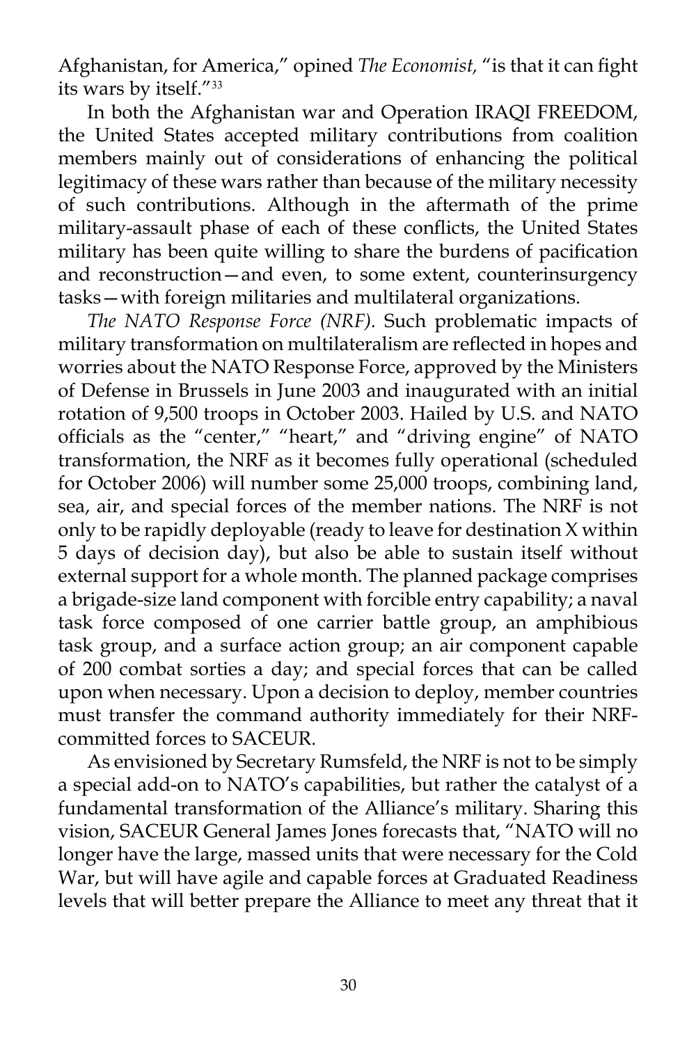Afghanistan, for America," opined *The Economist,* "is that it can fight its wars by itself."[33]

In both the Afghanistan war and Operation IRAQI FREEDOM, the United States accepted military contributions from coalition members mainly out of considerations of enhancing the political legitimacy of these wars rather than because of the military necessity of such contributions. Although in the aftermath of the prime military-assault phase of each of these conflicts, the United States military has been quite willing to share the burdens of pacification and reconstruction—and even, to some extent, counterinsurgency tasks—with foreign militaries and multilateral organizations.

*The NATO Response Force (NRF).* Such problematic impacts of military transformation on multilateralism are reflected in hopes and worries about the NATO Response Force, approved by the Ministers of Defense in Brussels in June 2003 and inaugurated with an initial rotation of 9,500 troops in October 2003. Hailed by U.S. and NATO officials as the "center," "heart," and "driving engine" of NATO transformation, the NRF as it becomes fully operational (scheduled for October 2006) will number some 25,000 troops, combining land, sea, air, and special forces of the member nations. The NRF is not only to be rapidly deployable (ready to leave for destination X within 5 days of decision day), but also be able to sustain itself without external support for a whole month. The planned package comprises a brigade-size land component with forcible entry capability; a naval task force composed of one carrier battle group, an amphibious task group, and a surface action group; an air component capable of 200 combat sorties a day; and special forces that can be called upon when necessary. Upon a decision to deploy, member countries must transfer the command authority immediately for their NRF-committed forces to SACEUR.

As envisioned by Secretary Rumsfeld, the NRF is not to be simply a special add-on to NATO's capabilities, but rather the catalyst of a fundamental transformation of the Alliance's military. Sharing this vision, SACEUR General James Jones forecasts that, "NATO will no longer have the large, massed units that were necessary for the Cold War, but will have agile and capable forces at Graduated Readiness levels that will better prepare the Alliance to meet any threat that it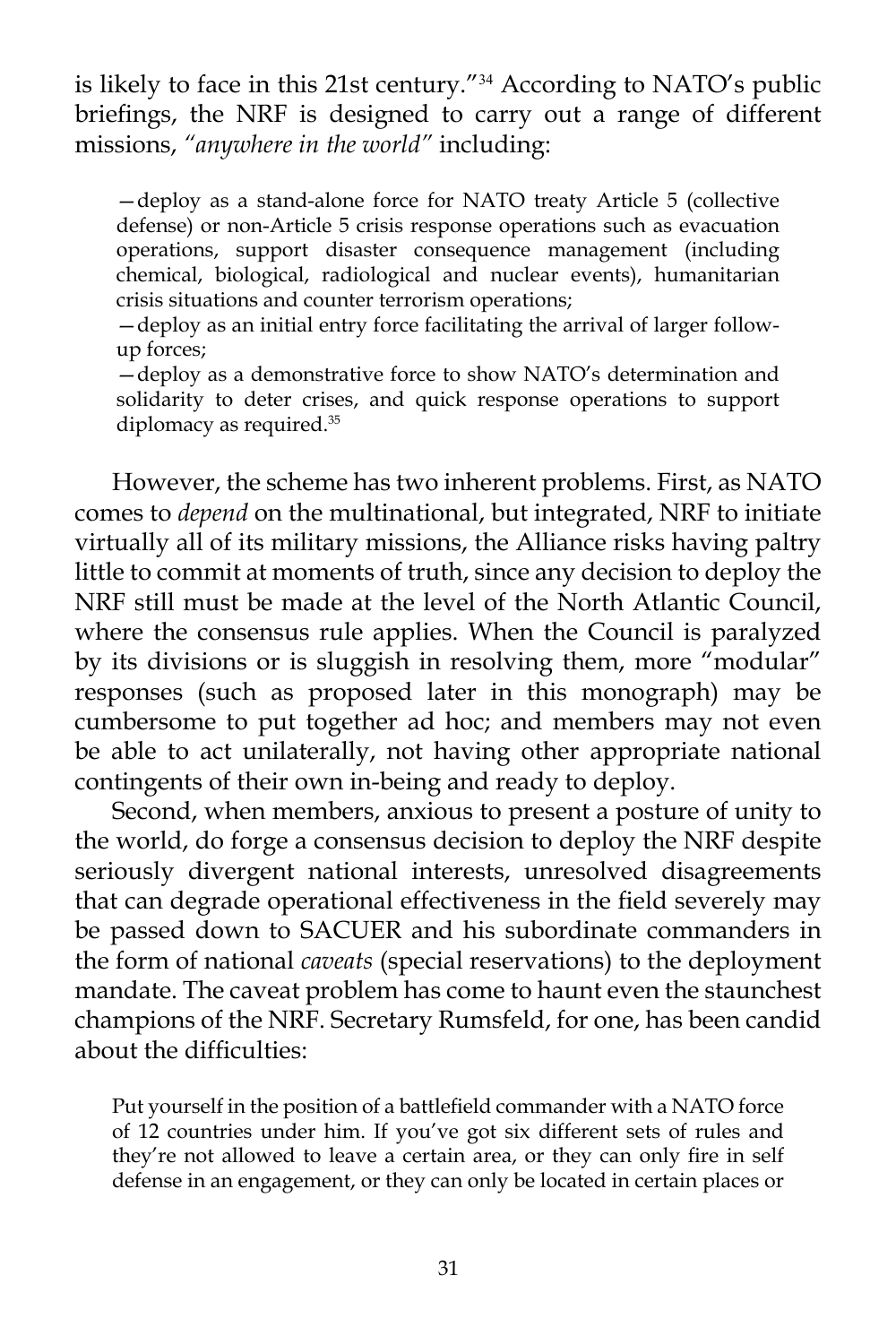is likely to face in this 21st century."[34] According to NATO's public briefings, the NRF is designed to carry out a range of different missions, *"anywhere in the world"* including:

> —deploy as a stand-alone force for NATO treaty Article 5 (collective defense) or non-Article 5 crisis response operations such as evacuation operations, support disaster consequence management (including chemical, biological, radiological and nuclear events), humanitarian crisis situations and counter terrorism operations;
> —deploy as an initial entry force facilitating the arrival of larger follow-up forces;
> —deploy as a demonstrative force to show NATO's determination and solidarity to deter crises, and quick response operations to support diplomacy as required.[35]

However, the scheme has two inherent problems. First, as NATO comes to *depend* on the multinational, but integrated, NRF to initiate virtually all of its military missions, the Alliance risks having paltry little to commit at moments of truth, since any decision to deploy the NRF still must be made at the level of the North Atlantic Council, where the consensus rule applies. When the Council is paralyzed by its divisions or is sluggish in resolving them, more "modular" responses (such as proposed later in this monograph) may be cumbersome to put together ad hoc; and members may not even be able to act unilaterally, not having other appropriate national contingents of their own in-being and ready to deploy.

Second, when members, anxious to present a posture of unity to the world, do forge a consensus decision to deploy the NRF despite seriously divergent national interests, unresolved disagreements that can degrade operational effectiveness in the field severely may be passed down to SACUER and his subordinate commanders in the form of national *caveats* (special reservations) to the deployment mandate. The caveat problem has come to haunt even the staunchest champions of the NRF. Secretary Rumsfeld, for one, has been candid about the difficulties:

> Put yourself in the position of a battlefield commander with a NATO force of 12 countries under him. If you've got six different sets of rules and they're not allowed to leave a certain area, or they can only fire in self defense in an engagement, or they can only be located in certain places or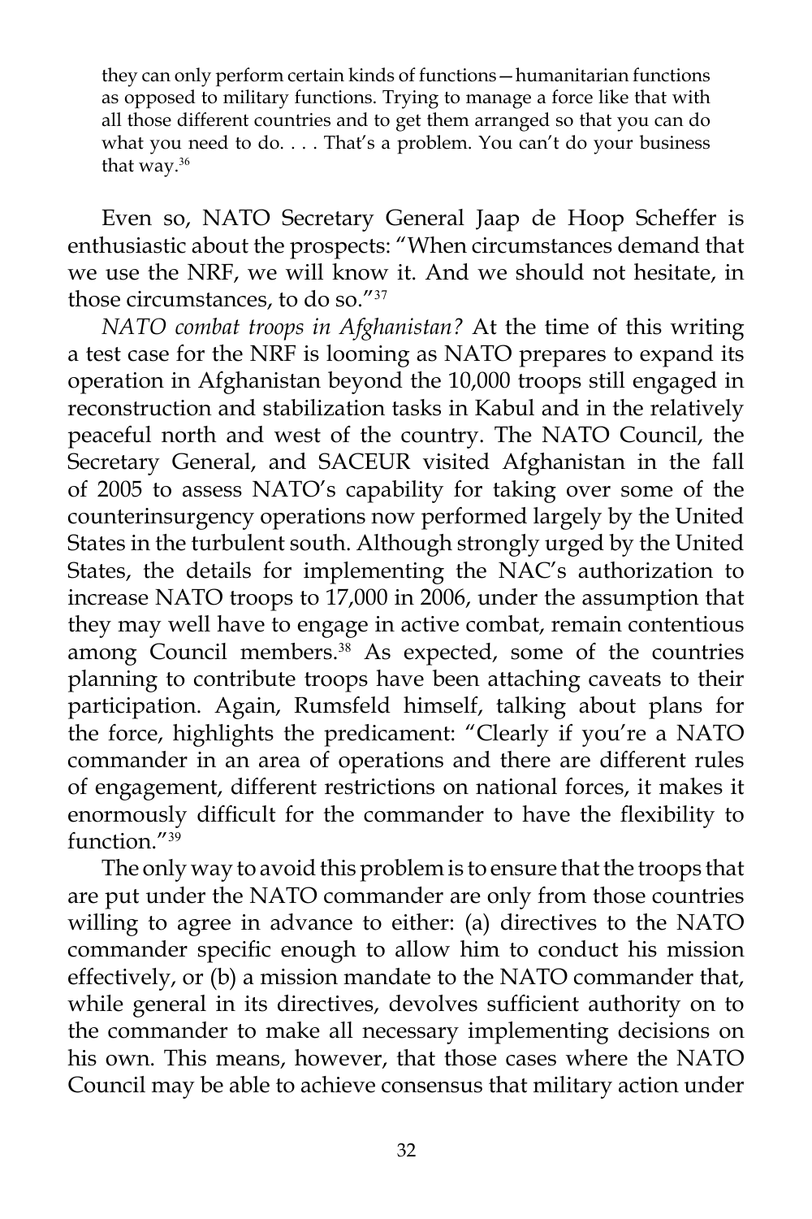> they can only perform certain kinds of functions—humanitarian functions as opposed to military functions. Trying to manage a force like that with all those different countries and to get them arranged so that you can do what you need to do. . . . That's a problem. You can't do your business that way.[36]

Even so, NATO Secretary General Jaap de Hoop Scheffer is enthusiastic about the prospects: "When circumstances demand that we use the NRF, we will know it. And we should not hesitate, in those circumstances, to do so."[37]

*NATO combat troops in Afghanistan?* At the time of this writing a test case for the NRF is looming as NATO prepares to expand its operation in Afghanistan beyond the 10,000 troops still engaged in reconstruction and stabilization tasks in Kabul and in the relatively peaceful north and west of the country. The NATO Council, the Secretary General, and SACEUR visited Afghanistan in the fall of 2005 to assess NATO's capability for taking over some of the counterinsurgency operations now performed largely by the United States in the turbulent south. Although strongly urged by the United States, the details for implementing the NAC's authorization to increase NATO troops to 17,000 in 2006, under the assumption that they may well have to engage in active combat, remain contentious among Council members.[38] As expected, some of the countries planning to contribute troops have been attaching caveats to their participation. Again, Rumsfeld himself, talking about plans for the force, highlights the predicament: "Clearly if you're a NATO commander in an area of operations and there are different rules of engagement, different restrictions on national forces, it makes it enormously difficult for the commander to have the flexibility to function."[39]

The only way to avoid this problem is to ensure that the troops that are put under the NATO commander are only from those countries willing to agree in advance to either: (a) directives to the NATO commander specific enough to allow him to conduct his mission effectively, or (b) a mission mandate to the NATO commander that, while general in its directives, devolves sufficient authority on to the commander to make all necessary implementing decisions on his own. This means, however, that those cases where the NATO Council may be able to achieve consensus that military action under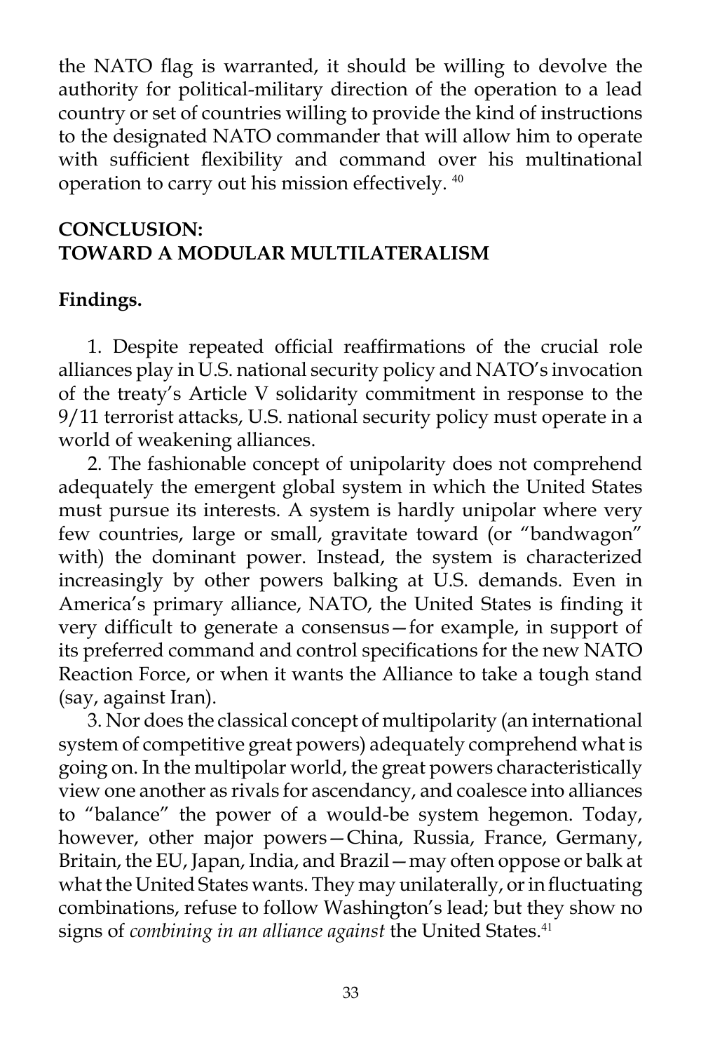the NATO flag is warranted, it should be willing to devolve the authority for political-military direction of the operation to a lead country or set of countries willing to provide the kind of instructions to the designated NATO commander that will allow him to operate with sufficient flexibility and command over his multinational operation to carry out his mission effectively. [40]

## CONCLUSION: TOWARD A MODULAR MULTILATERALISM

**Findings.**

1. Despite repeated official reaffirmations of the crucial role alliances play in U.S. national security policy and NATO's invocation of the treaty's Article V solidarity commitment in response to the 9/11 terrorist attacks, U.S. national security policy must operate in a world of weakening alliances.

2. The fashionable concept of unipolarity does not comprehend adequately the emergent global system in which the United States must pursue its interests. A system is hardly unipolar where very few countries, large or small, gravitate toward (or "bandwagon" with) the dominant power. Instead, the system is characterized increasingly by other powers balking at U.S. demands. Even in America's primary alliance, NATO, the United States is finding it very difficult to generate a consensus—for example, in support of its preferred command and control specifications for the new NATO Reaction Force, or when it wants the Alliance to take a tough stand (say, against Iran).

3. Nor does the classical concept of multipolarity (an international system of competitive great powers) adequately comprehend what is going on. In the multipolar world, the great powers characteristically view one another as rivals for ascendancy, and coalesce into alliances to "balance" the power of a would-be system hegemon. Today, however, other major powers—China, Russia, France, Germany, Britain, the EU, Japan, India, and Brazil—may often oppose or balk at what the United States wants. They may unilaterally, or in fluctuating combinations, refuse to follow Washington's lead; but they show no signs of *combining in an alliance against* the United States.[41]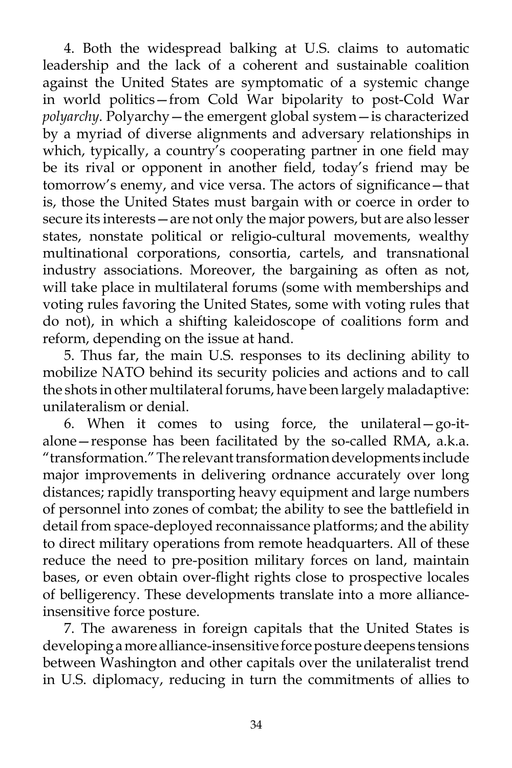4. Both the widespread balking at U.S. claims to automatic leadership and the lack of a coherent and sustainable coalition against the United States are symptomatic of a systemic change in world politics—from Cold War bipolarity to post-Cold War *polyarchy*. Polyarchy—the emergent global system—is characterized by a myriad of diverse alignments and adversary relationships in which, typically, a country's cooperating partner in one field may be its rival or opponent in another field, today's friend may be tomorrow's enemy, and vice versa. The actors of significance—that is, those the United States must bargain with or coerce in order to secure its interests—are not only the major powers, but are also lesser states, nonstate political or religio-cultural movements, wealthy multinational corporations, consortia, cartels, and transnational industry associations. Moreover, the bargaining as often as not, will take place in multilateral forums (some with memberships and voting rules favoring the United States, some with voting rules that do not), in which a shifting kaleidoscope of coalitions form and reform, depending on the issue at hand.

5. Thus far, the main U.S. responses to its declining ability to mobilize NATO behind its security policies and actions and to call the shots in other multilateral forums, have been largely maladaptive: unilateralism or denial.

6. When it comes to using force, the unilateral—go-it-alone—response has been facilitated by the so-called RMA, a.k.a. "transformation." The relevant transformation developments include major improvements in delivering ordnance accurately over long distances; rapidly transporting heavy equipment and large numbers of personnel into zones of combat; the ability to see the battlefield in detail from space-deployed reconnaissance platforms; and the ability to direct military operations from remote headquarters. All of these reduce the need to pre-position military forces on land, maintain bases, or even obtain over-flight rights close to prospective locales of belligerency. These developments translate into a more alliance-insensitive force posture.

7. The awareness in foreign capitals that the United States is developing a more alliance-insensitive force posture deepens tensions between Washington and other capitals over the unilateralist trend in U.S. diplomacy, reducing in turn the commitments of allies to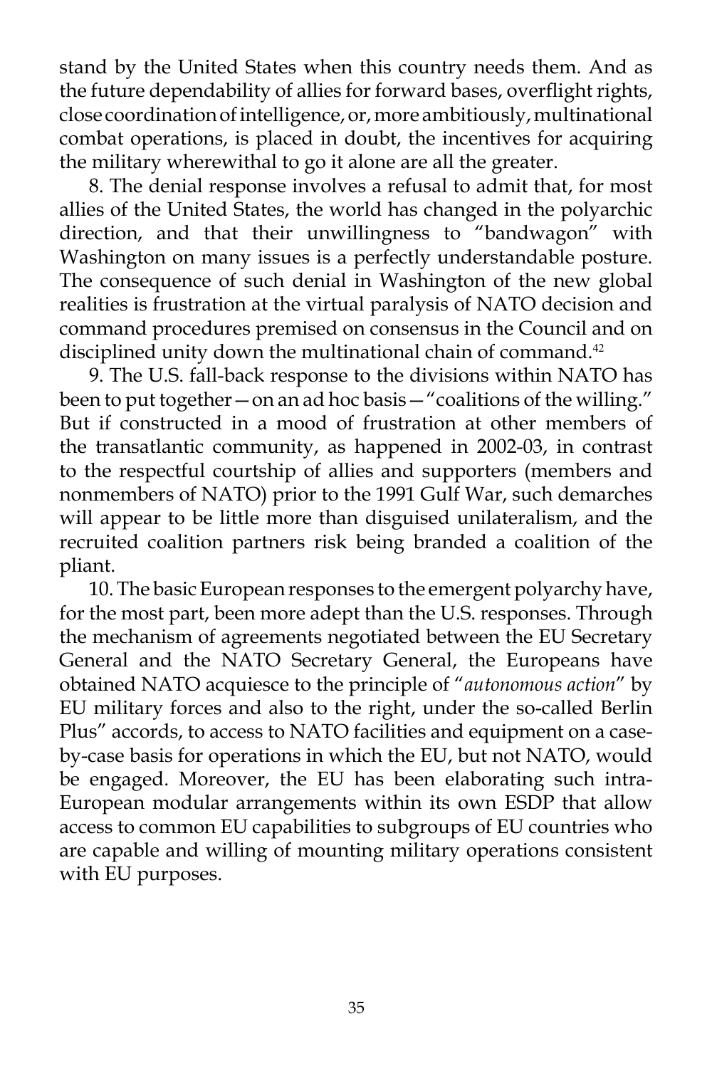stand by the United States when this country needs them. And as the future dependability of allies for forward bases, overflight rights, close coordination of intelligence, or, more ambitiously, multinational combat operations, is placed in doubt, the incentives for acquiring the military wherewithal to go it alone are all the greater.

8. The denial response involves a refusal to admit that, for most allies of the United States, the world has changed in the polyarchic direction, and that their unwillingness to "bandwagon" with Washington on many issues is a perfectly understandable posture. The consequence of such denial in Washington of the new global realities is frustration at the virtual paralysis of NATO decision and command procedures premised on consensus in the Council and on disciplined unity down the multinational chain of command.[42]

9. The U.S. fall-back response to the divisions within NATO has been to put together—on an ad hoc basis—"coalitions of the willing." But if constructed in a mood of frustration at other members of the transatlantic community, as happened in 2002-03, in contrast to the respectful courtship of allies and supporters (members and nonmembers of NATO) prior to the 1991 Gulf War, such demarches will appear to be little more than disguised unilateralism, and the recruited coalition partners risk being branded a coalition of the pliant.

10. The basic European responses to the emergent polyarchy have, for the most part, been more adept than the U.S. responses. Through the mechanism of agreements negotiated between the EU Secretary General and the NATO Secretary General, the Europeans have obtained NATO acquiesce to the principle of "*autonomous action*" by EU military forces and also to the right, under the so-called Berlin Plus" accords, to access to NATO facilities and equipment on a case-by-case basis for operations in which the EU, but not NATO, would be engaged. Moreover, the EU has been elaborating such intra-European modular arrangements within its own ESDP that allow access to common EU capabilities to subgroups of EU countries who are capable and willing of mounting military operations consistent with EU purposes.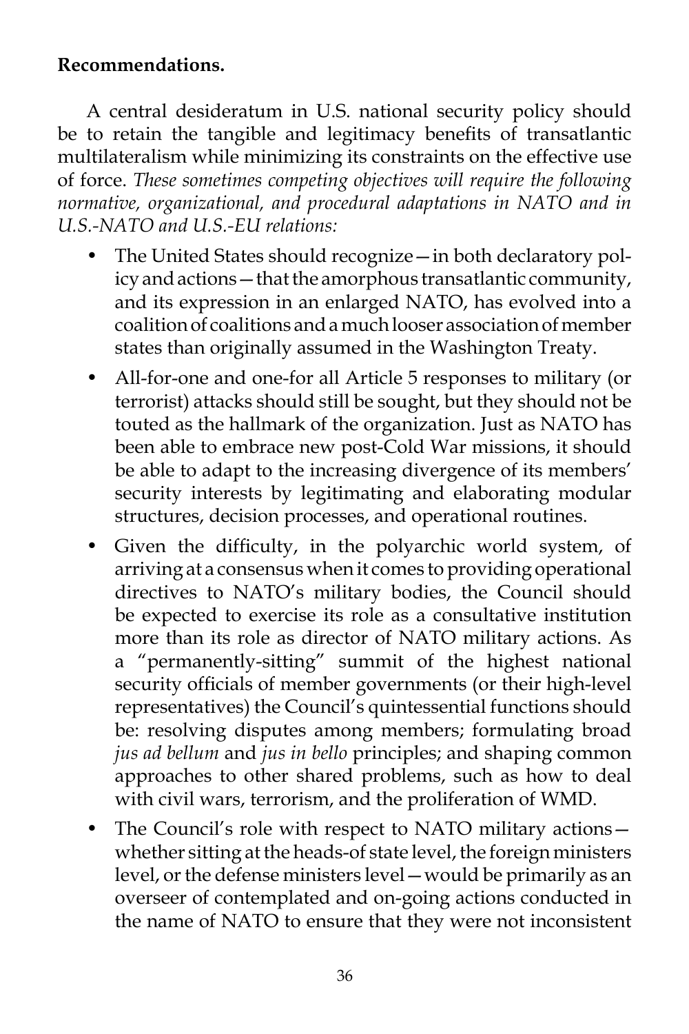**Recommendations.**

A central desideratum in U.S. national security policy should be to retain the tangible and legitimacy benefits of transatlantic multilateralism while minimizing its constraints on the effective use of force. *These sometimes competing objectives will require the following normative, organizational, and procedural adaptations in NATO and in U.S.-NATO and U.S.-EU relations:*

- The United States should recognize—in both declaratory policy and actions—that the amorphous transatlantic community, and its expression in an enlarged NATO, has evolved into a coalition of coalitions and a much looser association of member states than originally assumed in the Washington Treaty.
- All-for-one and one-for all Article 5 responses to military (or terrorist) attacks should still be sought, but they should not be touted as the hallmark of the organization. Just as NATO has been able to embrace new post-Cold War missions, it should be able to adapt to the increasing divergence of its members' security interests by legitimating and elaborating modular structures, decision processes, and operational routines.
- Given the difficulty, in the polyarchic world system, of arriving at a consensus when it comes to providing operational directives to NATO's military bodies, the Council should be expected to exercise its role as a consultative institution more than its role as director of NATO military actions. As a "permanently-sitting" summit of the highest national security officials of member governments (or their high-level representatives) the Council's quintessential functions should be: resolving disputes among members; formulating broad *jus ad bellum* and *jus in bello* principles; and shaping common approaches to other shared problems, such as how to deal with civil wars, terrorism, and the proliferation of WMD.
- The Council's role with respect to NATO military actions—whether sitting at the heads-of state level, the foreign ministers level, or the defense ministers level—would be primarily as an overseer of contemplated and on-going actions conducted in the name of NATO to ensure that they were not inconsistent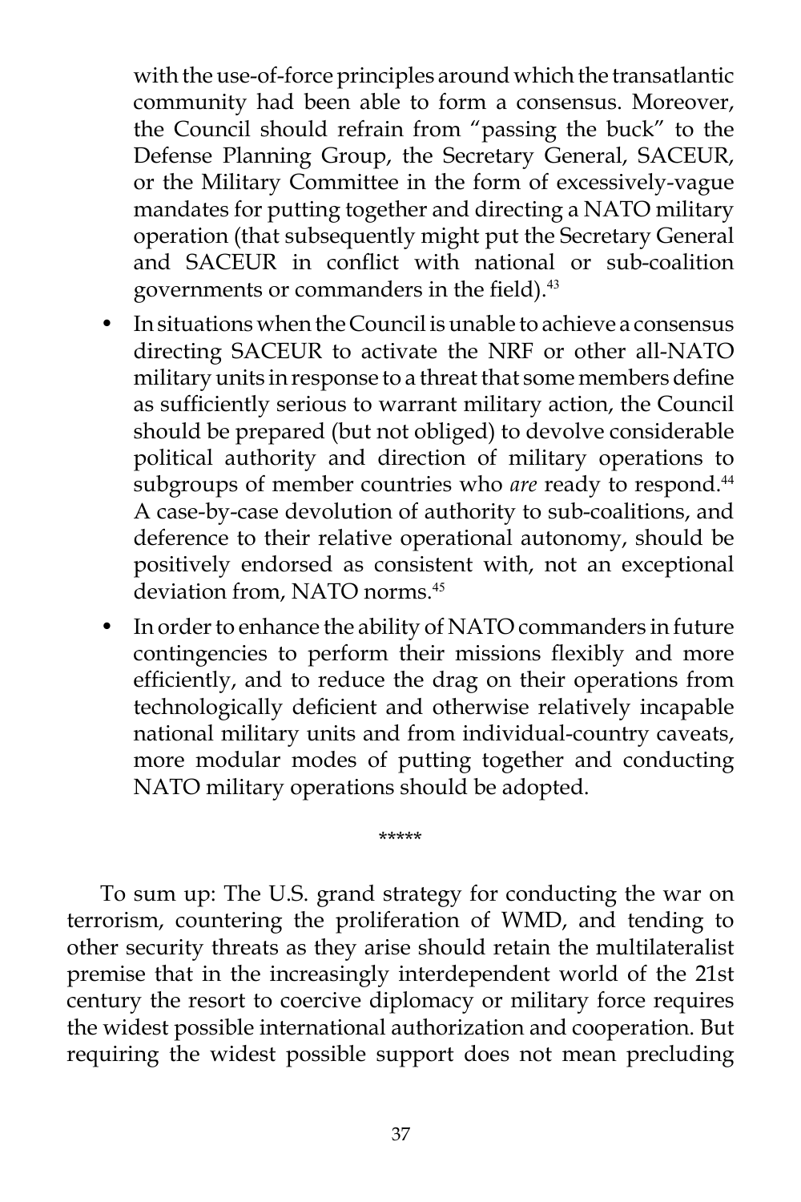with the use-of-force principles around which the transatlantic community had been able to form a consensus. Moreover, the Council should refrain from "passing the buck" to the Defense Planning Group, the Secretary General, SACEUR, or the Military Committee in the form of excessively-vague mandates for putting together and directing a NATO military operation (that subsequently might put the Secretary General and SACEUR in conflict with national or sub-coalition governments or commanders in the field).[43]

- In situations when the Council is unable to achieve a consensus directing SACEUR to activate the NRF or other all-NATO military units in response to a threat that some members define as sufficiently serious to warrant military action, the Council should be prepared (but not obliged) to devolve considerable political authority and direction of military operations to subgroups of member countries who *are* ready to respond.[44] A case-by-case devolution of authority to sub-coalitions, and deference to their relative operational autonomy, should be positively endorsed as consistent with, not an exceptional deviation from, NATO norms.[45]
- In order to enhance the ability of NATO commanders in future contingencies to perform their missions flexibly and more efficiently, and to reduce the drag on their operations from technologically deficient and otherwise relatively incapable national military units and from individual-country caveats, more modular modes of putting together and conducting NATO military operations should be adopted.

*****

To sum up: The U.S. grand strategy for conducting the war on terrorism, countering the proliferation of WMD, and tending to other security threats as they arise should retain the multilateralist premise that in the increasingly interdependent world of the 21st century the resort to coercive diplomacy or military force requires the widest possible international authorization and cooperation. But requiring the widest possible support does not mean precluding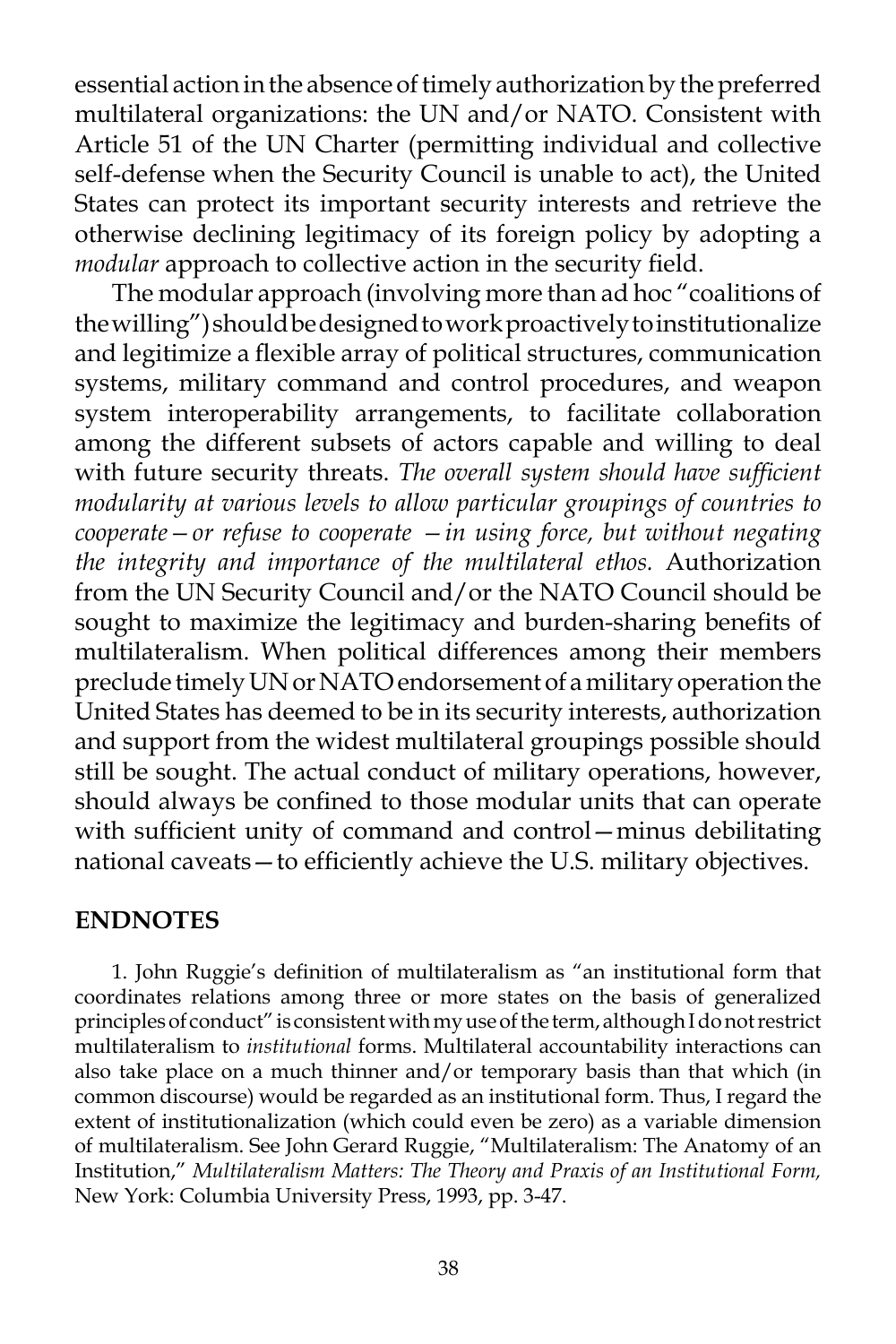essential action in the absence of timely authorization by the preferred multilateral organizations: the UN and/or NATO. Consistent with Article 51 of the UN Charter (permitting individual and collective self-defense when the Security Council is unable to act), the United States can protect its important security interests and retrieve the otherwise declining legitimacy of its foreign policy by adopting a *modular* approach to collective action in the security field.

The modular approach (involving more than ad hoc "coalitions of the willing") should be designed to work proactively to institutionalize and legitimize a flexible array of political structures, communication systems, military command and control procedures, and weapon system interoperability arrangements, to facilitate collaboration among the different subsets of actors capable and willing to deal with future security threats. *The overall system should have sufficient modularity at various levels to allow particular groupings of countries to cooperate—or refuse to cooperate —in using force, but without negating the integrity and importance of the multilateral ethos.* Authorization from the UN Security Council and/or the NATO Council should be sought to maximize the legitimacy and burden-sharing benefits of multilateralism. When political differences among their members preclude timely UN or NATO endorsement of a military operation the United States has deemed to be in its security interests, authorization and support from the widest multilateral groupings possible should still be sought. The actual conduct of military operations, however, should always be confined to those modular units that can operate with sufficient unity of command and control—minus debilitating national caveats—to efficiently achieve the U.S. military objectives.

## ENDNOTES

1. John Ruggie's definition of multilateralism as "an institutional form that coordinates relations among three or more states on the basis of generalized principles of conduct" is consistent with my use of the term, although I do not restrict multilateralism to *institutional* forms. Multilateral accountability interactions can also take place on a much thinner and/or temporary basis than that which (in common discourse) would be regarded as an institutional form. Thus, I regard the extent of institutionalization (which could even be zero) as a variable dimension of multilateralism. See John Gerard Ruggie, "Multilateralism: The Anatomy of an Institution," *Multilateralism Matters: The Theory and Praxis of an Institutional Form,* New York: Columbia University Press, 1993, pp. 3-47.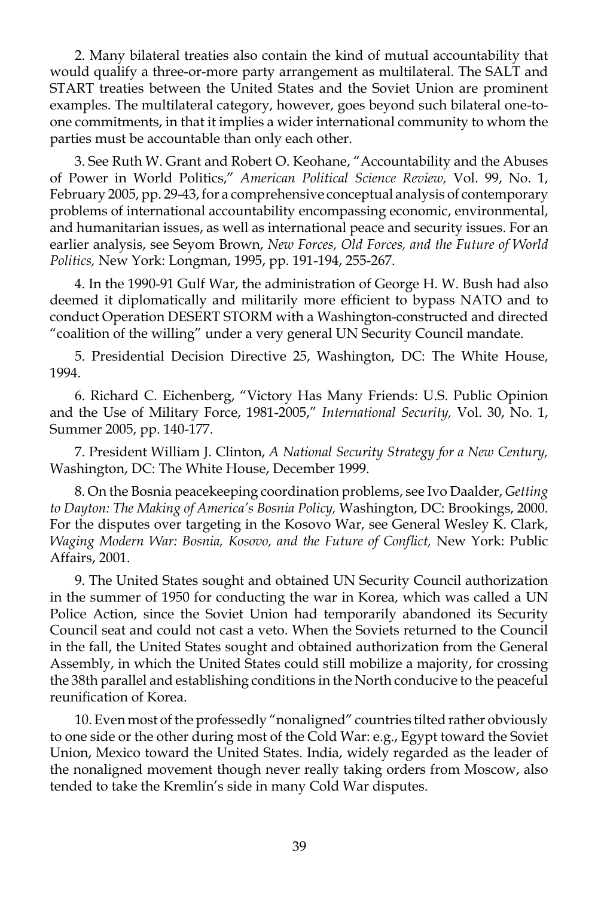2. Many bilateral treaties also contain the kind of mutual accountability that would qualify a three-or-more party arrangement as multilateral. The SALT and START treaties between the United States and the Soviet Union are prominent examples. The multilateral category, however, goes beyond such bilateral one-to-one commitments, in that it implies a wider international community to whom the parties must be accountable than only each other.

3. See Ruth W. Grant and Robert O. Keohane, "Accountability and the Abuses of Power in World Politics," *American Political Science Review,* Vol. 99, No. 1, February 2005, pp. 29-43, for a comprehensive conceptual analysis of contemporary problems of international accountability encompassing economic, environmental, and humanitarian issues, as well as international peace and security issues. For an earlier analysis, see Seyom Brown, *New Forces, Old Forces, and the Future of World Politics,* New York: Longman, 1995, pp. 191-194, 255-267.

4. In the 1990-91 Gulf War, the administration of George H. W. Bush had also deemed it diplomatically and militarily more efficient to bypass NATO and to conduct Operation DESERT STORM with a Washington-constructed and directed "coalition of the willing" under a very general UN Security Council mandate.

5. Presidential Decision Directive 25, Washington, DC: The White House, 1994.

6. Richard C. Eichenberg, "Victory Has Many Friends: U.S. Public Opinion and the Use of Military Force, 1981-2005," *International Security,* Vol. 30, No. 1, Summer 2005, pp. 140-177.

7. President William J. Clinton, *A National Security Strategy for a New Century,* Washington, DC: The White House, December 1999.

8. On the Bosnia peacekeeping coordination problems, see Ivo Daalder, *Getting to Dayton: The Making of America's Bosnia Policy,* Washington, DC: Brookings, 2000. For the disputes over targeting in the Kosovo War, see General Wesley K. Clark, *Waging Modern War: Bosnia, Kosovo, and the Future of Conflict,* New York: Public Affairs, 2001.

9. The United States sought and obtained UN Security Council authorization in the summer of 1950 for conducting the war in Korea, which was called a UN Police Action, since the Soviet Union had temporarily abandoned its Security Council seat and could not cast a veto. When the Soviets returned to the Council in the fall, the United States sought and obtained authorization from the General Assembly, in which the United States could still mobilize a majority, for crossing the 38th parallel and establishing conditions in the North conducive to the peaceful reunification of Korea.

10. Even most of the professedly "nonaligned" countries tilted rather obviously to one side or the other during most of the Cold War: e.g., Egypt toward the Soviet Union, Mexico toward the United States. India, widely regarded as the leader of the nonaligned movement though never really taking orders from Moscow, also tended to take the Kremlin's side in many Cold War disputes.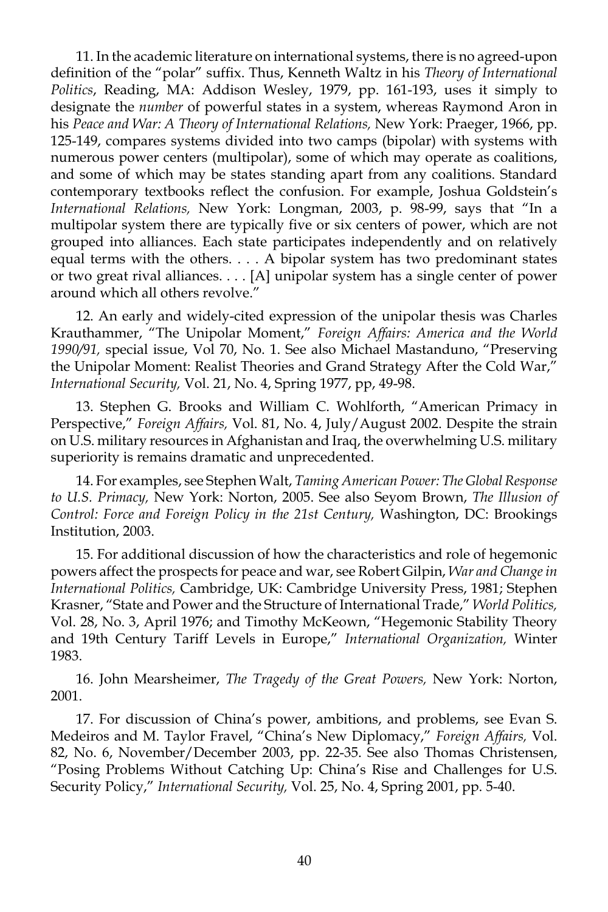11. In the academic literature on international systems, there is no agreed-upon definition of the "polar" suffix. Thus, Kenneth Waltz in his *Theory of International Politics*, Reading, MA: Addison Wesley, 1979, pp. 161-193, uses it simply to designate the *number* of powerful states in a system, whereas Raymond Aron in his *Peace and War: A Theory of International Relations,* New York: Praeger, 1966, pp. 125-149, compares systems divided into two camps (bipolar) with systems with numerous power centers (multipolar), some of which may operate as coalitions, and some of which may be states standing apart from any coalitions. Standard contemporary textbooks reflect the confusion. For example, Joshua Goldstein's *International Relations,* New York: Longman, 2003, p. 98-99, says that "In a multipolar system there are typically five or six centers of power, which are not grouped into alliances. Each state participates independently and on relatively equal terms with the others. . . . A bipolar system has two predominant states or two great rival alliances. . . . [A] unipolar system has a single center of power around which all others revolve."

12. An early and widely-cited expression of the unipolar thesis was Charles Krauthammer, "The Unipolar Moment," *Foreign Affairs: America and the World 1990/91,* special issue, Vol 70, No. 1. See also Michael Mastanduno, "Preserving the Unipolar Moment: Realist Theories and Grand Strategy After the Cold War," *International Security,* Vol. 21, No. 4, Spring 1977, pp, 49-98.

13. Stephen G. Brooks and William C. Wohlforth, "American Primacy in Perspective," *Foreign Affairs,* Vol. 81, No. 4, July/August 2002. Despite the strain on U.S. military resources in Afghanistan and Iraq, the overwhelming U.S. military superiority is remains dramatic and unprecedented.

14. For examples, see Stephen Walt, *Taming American Power: The Global Response to U.S. Primacy,* New York: Norton, 2005. See also Seyom Brown, *The Illusion of Control: Force and Foreign Policy in the 21st Century,* Washington, DC: Brookings Institution, 2003.

15. For additional discussion of how the characteristics and role of hegemonic powers affect the prospects for peace and war, see Robert Gilpin, *War and Change in International Politics,* Cambridge, UK: Cambridge University Press, 1981; Stephen Krasner, "State and Power and the Structure of International Trade," *World Politics,* Vol. 28, No. 3, April 1976; and Timothy McKeown, "Hegemonic Stability Theory and 19th Century Tariff Levels in Europe," *International Organization,* Winter 1983.

16. John Mearsheimer, *The Tragedy of the Great Powers,* New York: Norton, 2001.

17. For discussion of China's power, ambitions, and problems, see Evan S. Medeiros and M. Taylor Fravel, "China's New Diplomacy," *Foreign Affairs,* Vol. 82, No. 6, November/December 2003, pp. 22-35. See also Thomas Christensen, "Posing Problems Without Catching Up: China's Rise and Challenges for U.S. Security Policy," *International Security,* Vol. 25, No. 4, Spring 2001, pp. 5-40.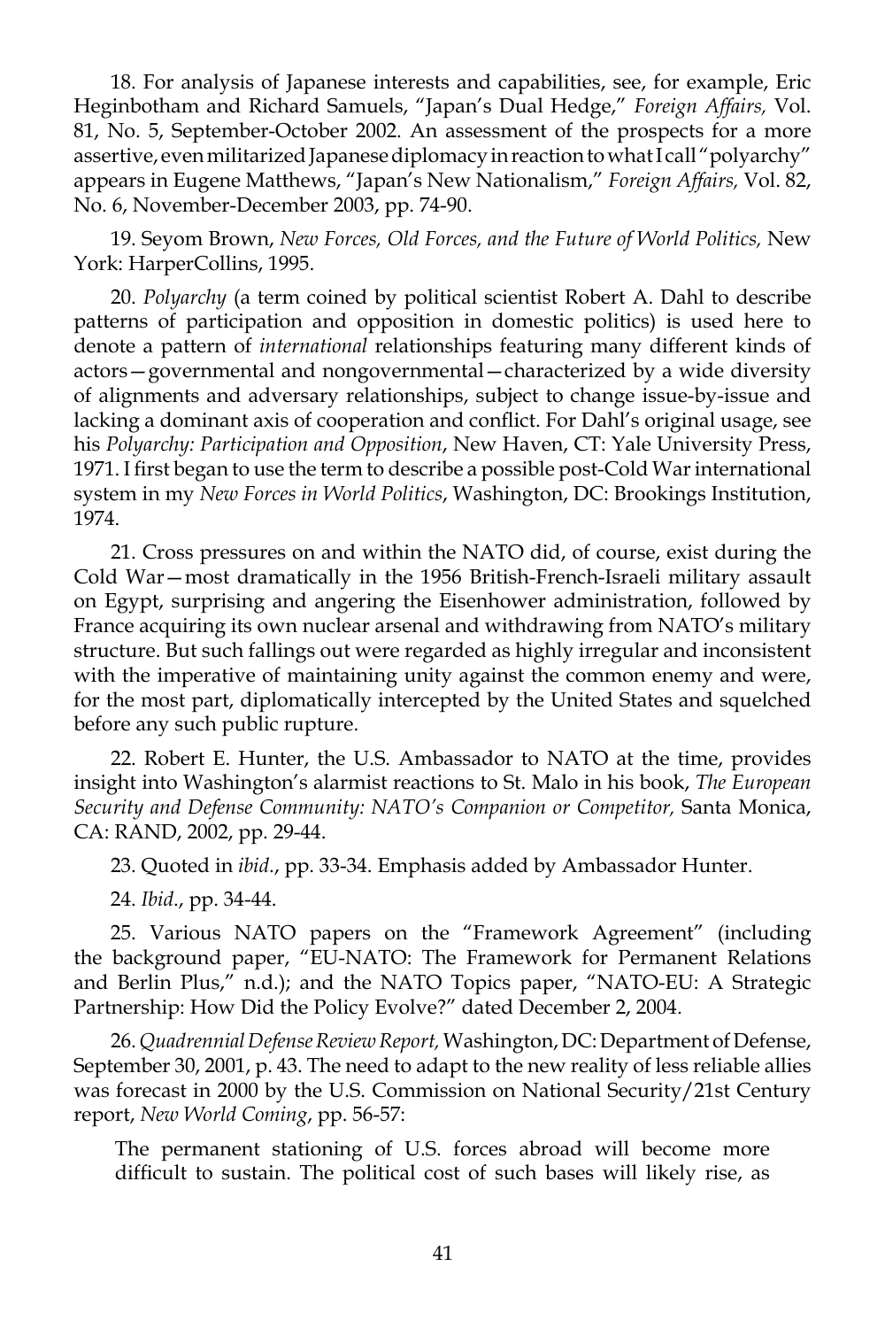18. For analysis of Japanese interests and capabilities, see, for example, Eric Heginbotham and Richard Samuels, "Japan's Dual Hedge," *Foreign Affairs,* Vol. 81, No. 5, September-October 2002. An assessment of the prospects for a more assertive, even militarized Japanese diplomacy in reaction to what I call "polyarchy" appears in Eugene Matthews, "Japan's New Nationalism," *Foreign Affairs,* Vol. 82, No. 6, November-December 2003, pp. 74-90.

19. Seyom Brown, *New Forces, Old Forces, and the Future of World Politics,* New York: HarperCollins, 1995.

20. *Polyarchy* (a term coined by political scientist Robert A. Dahl to describe patterns of participation and opposition in domestic politics) is used here to denote a pattern of *international* relationships featuring many different kinds of actors—governmental and nongovernmental—characterized by a wide diversity of alignments and adversary relationships, subject to change issue-by-issue and lacking a dominant axis of cooperation and conflict. For Dahl's original usage, see his *Polyarchy: Participation and Opposition*, New Haven, CT: Yale University Press, 1971. I first began to use the term to describe a possible post-Cold War international system in my *New Forces in World Politics*, Washington, DC: Brookings Institution, 1974.

21. Cross pressures on and within the NATO did, of course, exist during the Cold War—most dramatically in the 1956 British-French-Israeli military assault on Egypt, surprising and angering the Eisenhower administration, followed by France acquiring its own nuclear arsenal and withdrawing from NATO's military structure. But such fallings out were regarded as highly irregular and inconsistent with the imperative of maintaining unity against the common enemy and were, for the most part, diplomatically intercepted by the United States and squelched before any such public rupture.

22. Robert E. Hunter, the U.S. Ambassador to NATO at the time, provides insight into Washington's alarmist reactions to St. Malo in his book, *The European Security and Defense Community: NATO's Companion or Competitor,* Santa Monica, CA: RAND, 2002, pp. 29-44.

23. Quoted in *ibid*., pp. 33-34. Emphasis added by Ambassador Hunter.

24. *Ibid*., pp. 34-44.

25. Various NATO papers on the "Framework Agreement" (including the background paper, "EU-NATO: The Framework for Permanent Relations and Berlin Plus," n.d.); and the NATO Topics paper, "NATO-EU: A Strategic Partnership: How Did the Policy Evolve?" dated December 2, 2004.

26. *Quadrennial Defense Review Report,* Washington, DC: Department of Defense, September 30, 2001, p. 43. The need to adapt to the new reality of less reliable allies was forecast in 2000 by the U.S. Commission on National Security/21st Century report, *New World Coming*, pp. 56-57:

> The permanent stationing of U.S. forces abroad will become more difficult to sustain. The political cost of such bases will likely rise, as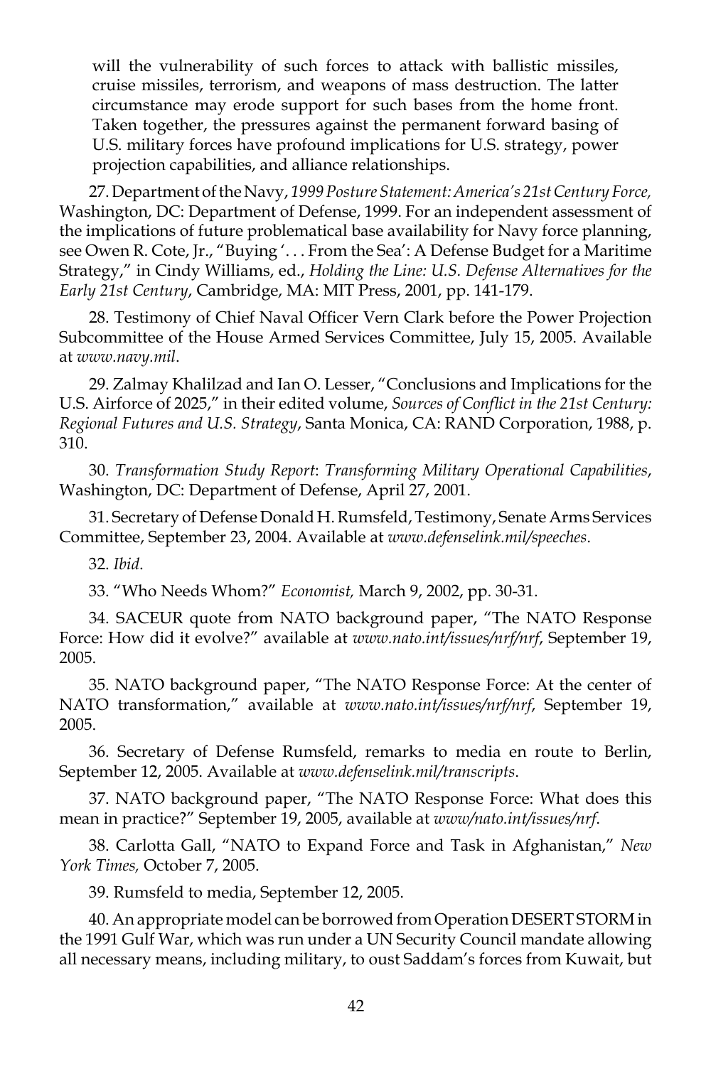will the vulnerability of such forces to attack with ballistic missiles, cruise missiles, terrorism, and weapons of mass destruction. The latter circumstance may erode support for such bases from the home front. Taken together, the pressures against the permanent forward basing of U.S. military forces have profound implications for U.S. strategy, power projection capabilities, and alliance relationships.

27. Department of the Navy, *1999 Posture Statement: America's 21st Century Force,* Washington, DC: Department of Defense, 1999. For an independent assessment of the implications of future problematical base availability for Navy force planning, see Owen R. Cote, Jr., "Buying '. . . From the Sea': A Defense Budget for a Maritime Strategy," in Cindy Williams, ed., *Holding the Line: U.S. Defense Alternatives for the Early 21st Century*, Cambridge, MA: MIT Press, 2001, pp. 141-179.

28. Testimony of Chief Naval Officer Vern Clark before the Power Projection Subcommittee of the House Armed Services Committee, July 15, 2005. Available at *www.navy.mil*.

29. Zalmay Khalilzad and Ian O. Lesser, "Conclusions and Implications for the U.S. Airforce of 2025," in their edited volume, *Sources of Conflict in the 21st Century: Regional Futures and U.S. Strategy*, Santa Monica, CA: RAND Corporation, 1988, p. 310.

30. *Transformation Study Report*: *Transforming Military Operational Capabilities*, Washington, DC: Department of Defense, April 27, 2001.

31. Secretary of Defense Donald H. Rumsfeld, Testimony, Senate Arms Services Committee, September 23, 2004. Available at *www.defenselink.mil/speeches*.

32. *Ibid*.

33. "Who Needs Whom?" *Economist,* March 9, 2002, pp. 30-31.

34. SACEUR quote from NATO background paper, "The NATO Response Force: How did it evolve?" available at *www.nato.int/issues/nrf/nrf*, September 19, 2005.

35. NATO background paper, "The NATO Response Force: At the center of NATO transformation," available at *www.nato.int/issues/nrf/nrf*, September 19, 2005.

36. Secretary of Defense Rumsfeld, remarks to media en route to Berlin, September 12, 2005. Available at *www.defenselink.mil/transcripts*.

37. NATO background paper, "The NATO Response Force: What does this mean in practice?" September 19, 2005, available at *www/nato.int/issues/nrf*.

38. Carlotta Gall, "NATO to Expand Force and Task in Afghanistan," *New York Times,* October 7, 2005.

39. Rumsfeld to media, September 12, 2005.

40. An appropriate model can be borrowed from Operation DESERT STORM in the 1991 Gulf War, which was run under a UN Security Council mandate allowing all necessary means, including military, to oust Saddam's forces from Kuwait, but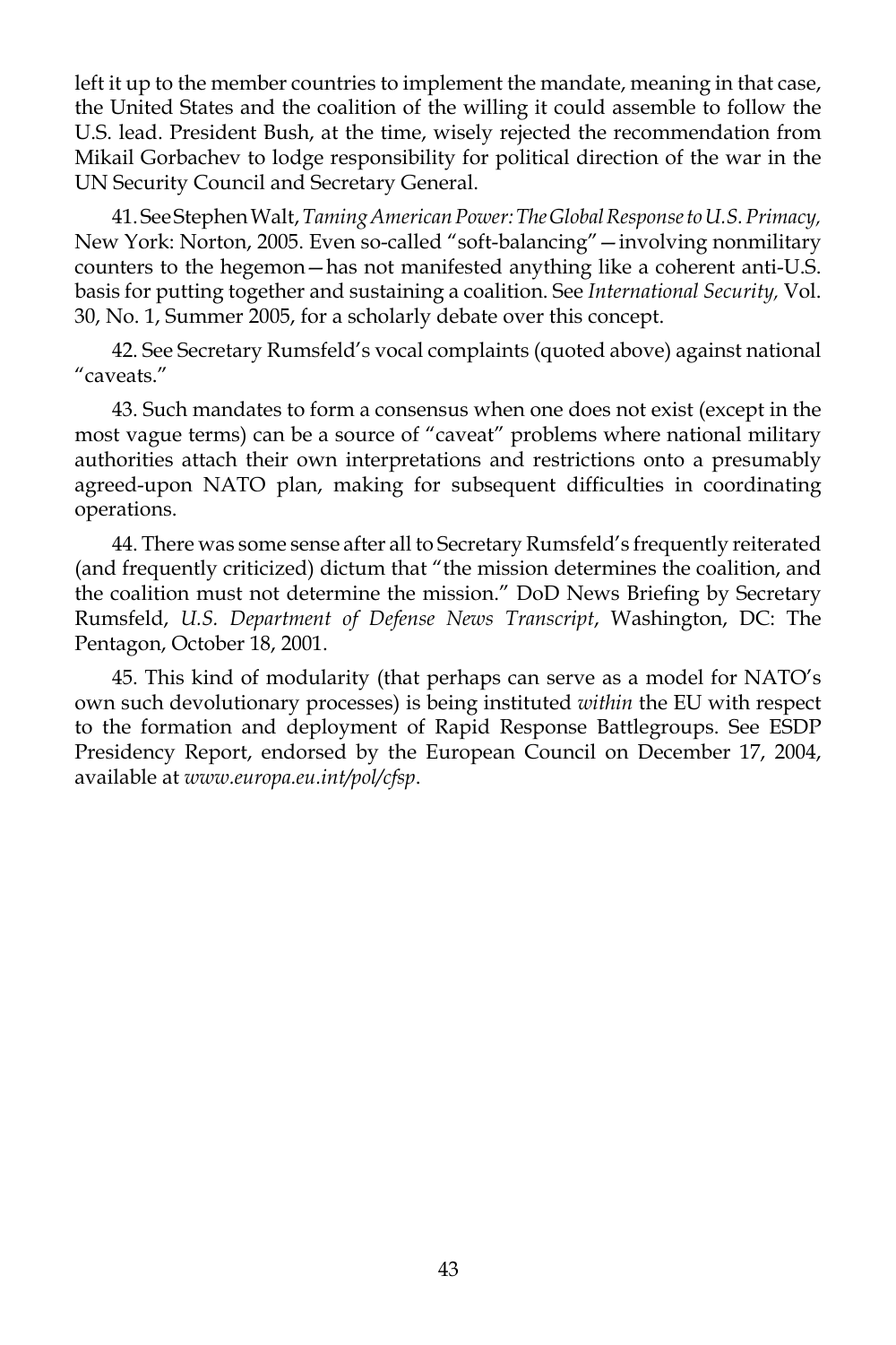left it up to the member countries to implement the mandate, meaning in that case, the United States and the coalition of the willing it could assemble to follow the U.S. lead. President Bush, at the time, wisely rejected the recommendation from Mikail Gorbachev to lodge responsibility for political direction of the war in the UN Security Council and Secretary General.

41. See Stephen Walt, *Taming American Power: The Global Response to U.S. Primacy,* New York: Norton, 2005. Even so-called "soft-balancing"—involving nonmilitary counters to the hegemon—has not manifested anything like a coherent anti-U.S. basis for putting together and sustaining a coalition. See *International Security,* Vol. 30, No. 1, Summer 2005, for a scholarly debate over this concept.

42. See Secretary Rumsfeld's vocal complaints (quoted above) against national "caveats."

43. Such mandates to form a consensus when one does not exist (except in the most vague terms) can be a source of "caveat" problems where national military authorities attach their own interpretations and restrictions onto a presumably agreed-upon NATO plan, making for subsequent difficulties in coordinating operations.

44. There was some sense after all to Secretary Rumsfeld's frequently reiterated (and frequently criticized) dictum that "the mission determines the coalition, and the coalition must not determine the mission." DoD News Briefing by Secretary Rumsfeld, *U.S. Department of Defense News Transcript*, Washington, DC: The Pentagon, October 18, 2001.

45. This kind of modularity (that perhaps can serve as a model for NATO's own such devolutionary processes) is being instituted *within* the EU with respect to the formation and deployment of Rapid Response Battlegroups. See ESDP Presidency Report, endorsed by the European Council on December 17, 2004, available at *www.europa.eu.int/pol/cfsp*.